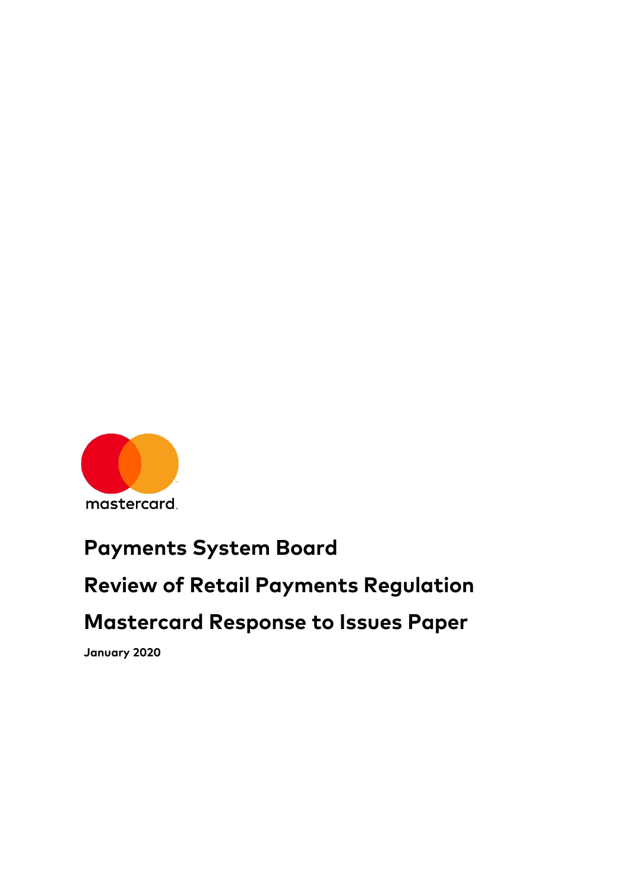mastercard

# Payments System Board

# Review of Retail Payments Regulation

# Mastercard Response to Issues Paper

**January 2020**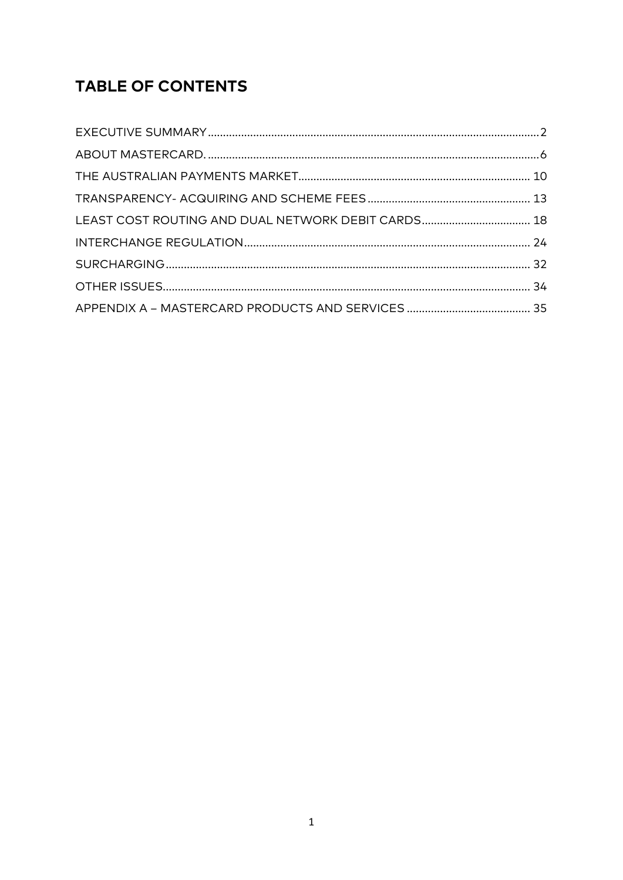## TABLE OF CONTENTS

EXECUTIVE SUMMARY....................................................................................................2
ABOUT MASTERCARD. ....................................................................................................6
THE AUSTRALIAN PAYMENTS MARKET.................................................................... 10
TRANSPARENCY- ACQUIRING AND SCHEME FEES ................................................... 13
LEAST COST ROUTING AND DUAL NETWORK DEBIT CARDS................................ 18
INTERCHANGE REGULATION....................................................................................... 24
SURCHARGING............................................................................................................. 32
OTHER ISSUES.............................................................................................................. 34
APPENDIX A – MASTERCARD PRODUCTS AND SERVICES ...................................... 35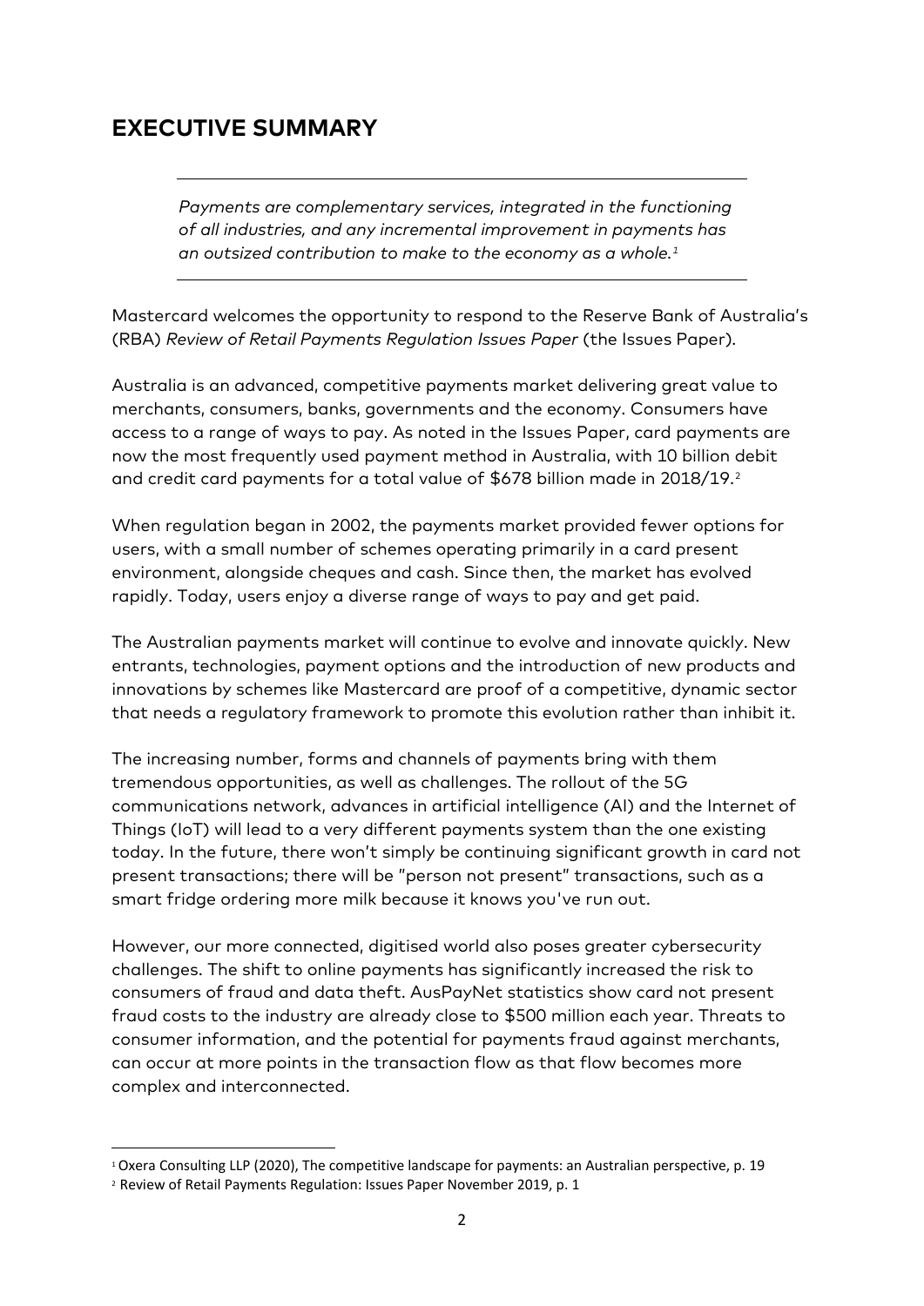# EXECUTIVE SUMMARY

> *Payments are complementary services, integrated in the functioning of all industries, and any incremental improvement in payments has an outsized contribution to make to the economy as a whole.*[1]

Mastercard welcomes the opportunity to respond to the Reserve Bank of Australia's (RBA) *Review of Retail Payments Regulation Issues Paper* (the Issues Paper).

Australia is an advanced, competitive payments market delivering great value to merchants, consumers, banks, governments and the economy. Consumers have access to a range of ways to pay. As noted in the Issues Paper, card payments are now the most frequently used payment method in Australia, with 10 billion debit and credit card payments for a total value of $678 billion made in 2018/19.[2]

When regulation began in 2002, the payments market provided fewer options for users, with a small number of schemes operating primarily in a card present environment, alongside cheques and cash. Since then, the market has evolved rapidly. Today, users enjoy a diverse range of ways to pay and get paid.

The Australian payments market will continue to evolve and innovate quickly. New entrants, technologies, payment options and the introduction of new products and innovations by schemes like Mastercard are proof of a competitive, dynamic sector that needs a regulatory framework to promote this evolution rather than inhibit it.

The increasing number, forms and channels of payments bring with them tremendous opportunities, as well as challenges. The rollout of the 5G communications network, advances in artificial intelligence (AI) and the Internet of Things (IoT) will lead to a very different payments system than the one existing today. In the future, there won't simply be continuing significant growth in card not present transactions; there will be "person not present" transactions, such as a smart fridge ordering more milk because it knows you've run out.

However, our more connected, digitised world also poses greater cybersecurity challenges. The shift to online payments has significantly increased the risk to consumers of fraud and data theft. AusPayNet statistics show card not present fraud costs to the industry are already close to $500 million each year. Threats to consumer information, and the potential for payments fraud against merchants, can occur at more points in the transaction flow as that flow becomes more complex and interconnected.

---

[1] Oxera Consulting LLP (2020), The competitive landscape for payments: an Australian perspective, p. 19

[2] Review of Retail Payments Regulation: Issues Paper November 2019, p. 1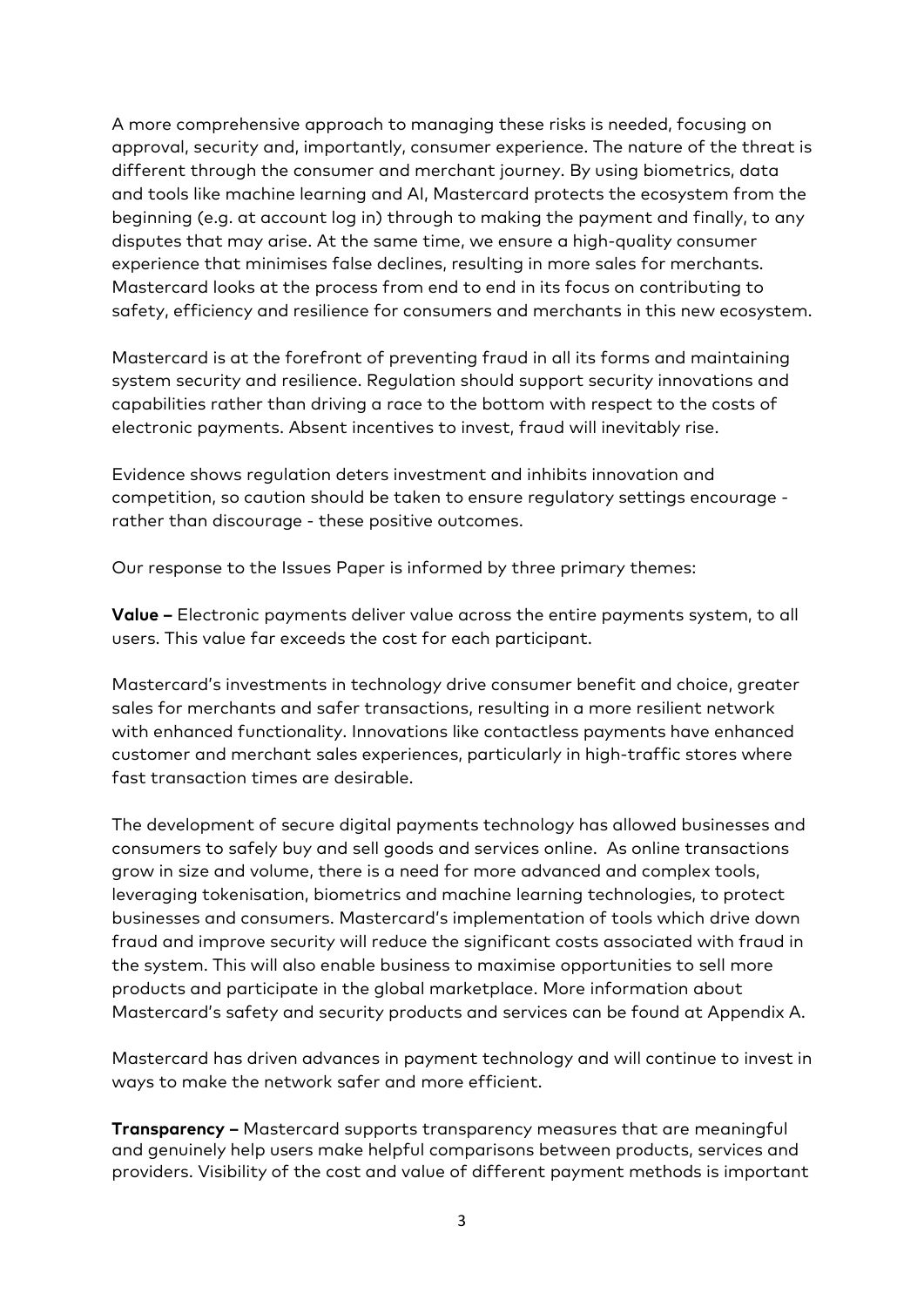A more comprehensive approach to managing these risks is needed, focusing on approval, security and, importantly, consumer experience. The nature of the threat is different through the consumer and merchant journey. By using biometrics, data and tools like machine learning and AI, Mastercard protects the ecosystem from the beginning (e.g. at account log in) through to making the payment and finally, to any disputes that may arise. At the same time, we ensure a high-quality consumer experience that minimises false declines, resulting in more sales for merchants. Mastercard looks at the process from end to end in its focus on contributing to safety, efficiency and resilience for consumers and merchants in this new ecosystem.

Mastercard is at the forefront of preventing fraud in all its forms and maintaining system security and resilience. Regulation should support security innovations and capabilities rather than driving a race to the bottom with respect to the costs of electronic payments. Absent incentives to invest, fraud will inevitably rise.

Evidence shows regulation deters investment and inhibits innovation and competition, so caution should be taken to ensure regulatory settings encourage - rather than discourage - these positive outcomes.

Our response to the Issues Paper is informed by three primary themes:

**Value –** Electronic payments deliver value across the entire payments system, to all users. This value far exceeds the cost for each participant.

Mastercard's investments in technology drive consumer benefit and choice, greater sales for merchants and safer transactions, resulting in a more resilient network with enhanced functionality. Innovations like contactless payments have enhanced customer and merchant sales experiences, particularly in high-traffic stores where fast transaction times are desirable.

The development of secure digital payments technology has allowed businesses and consumers to safely buy and sell goods and services online. As online transactions grow in size and volume, there is a need for more advanced and complex tools, leveraging tokenisation, biometrics and machine learning technologies, to protect businesses and consumers. Mastercard's implementation of tools which drive down fraud and improve security will reduce the significant costs associated with fraud in the system. This will also enable business to maximise opportunities to sell more products and participate in the global marketplace. More information about Mastercard's safety and security products and services can be found at Appendix A.

Mastercard has driven advances in payment technology and will continue to invest in ways to make the network safer and more efficient.

**Transparency –** Mastercard supports transparency measures that are meaningful and genuinely help users make helpful comparisons between products, services and providers. Visibility of the cost and value of different payment methods is important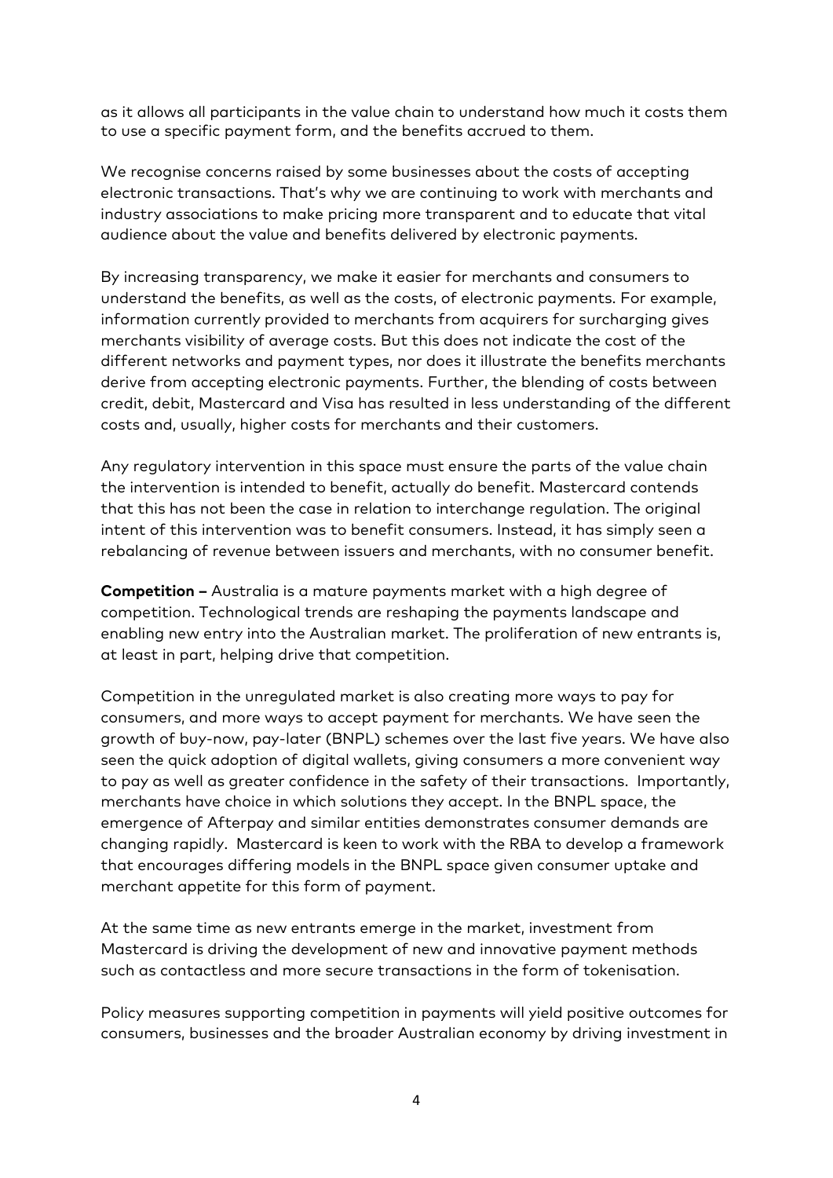as it allows all participants in the value chain to understand how much it costs them to use a specific payment form, and the benefits accrued to them.

We recognise concerns raised by some businesses about the costs of accepting electronic transactions. That's why we are continuing to work with merchants and industry associations to make pricing more transparent and to educate that vital audience about the value and benefits delivered by electronic payments.

By increasing transparency, we make it easier for merchants and consumers to understand the benefits, as well as the costs, of electronic payments. For example, information currently provided to merchants from acquirers for surcharging gives merchants visibility of average costs. But this does not indicate the cost of the different networks and payment types, nor does it illustrate the benefits merchants derive from accepting electronic payments. Further, the blending of costs between credit, debit, Mastercard and Visa has resulted in less understanding of the different costs and, usually, higher costs for merchants and their customers.

Any regulatory intervention in this space must ensure the parts of the value chain the intervention is intended to benefit, actually do benefit. Mastercard contends that this has not been the case in relation to interchange regulation. The original intent of this intervention was to benefit consumers. Instead, it has simply seen a rebalancing of revenue between issuers and merchants, with no consumer benefit.

**Competition –** Australia is a mature payments market with a high degree of competition. Technological trends are reshaping the payments landscape and enabling new entry into the Australian market. The proliferation of new entrants is, at least in part, helping drive that competition.

Competition in the unregulated market is also creating more ways to pay for consumers, and more ways to accept payment for merchants. We have seen the growth of buy-now, pay-later (BNPL) schemes over the last five years. We have also seen the quick adoption of digital wallets, giving consumers a more convenient way to pay as well as greater confidence in the safety of their transactions. Importantly, merchants have choice in which solutions they accept. In the BNPL space, the emergence of Afterpay and similar entities demonstrates consumer demands are changing rapidly. Mastercard is keen to work with the RBA to develop a framework that encourages differing models in the BNPL space given consumer uptake and merchant appetite for this form of payment.

At the same time as new entrants emerge in the market, investment from Mastercard is driving the development of new and innovative payment methods such as contactless and more secure transactions in the form of tokenisation.

Policy measures supporting competition in payments will yield positive outcomes for consumers, businesses and the broader Australian economy by driving investment in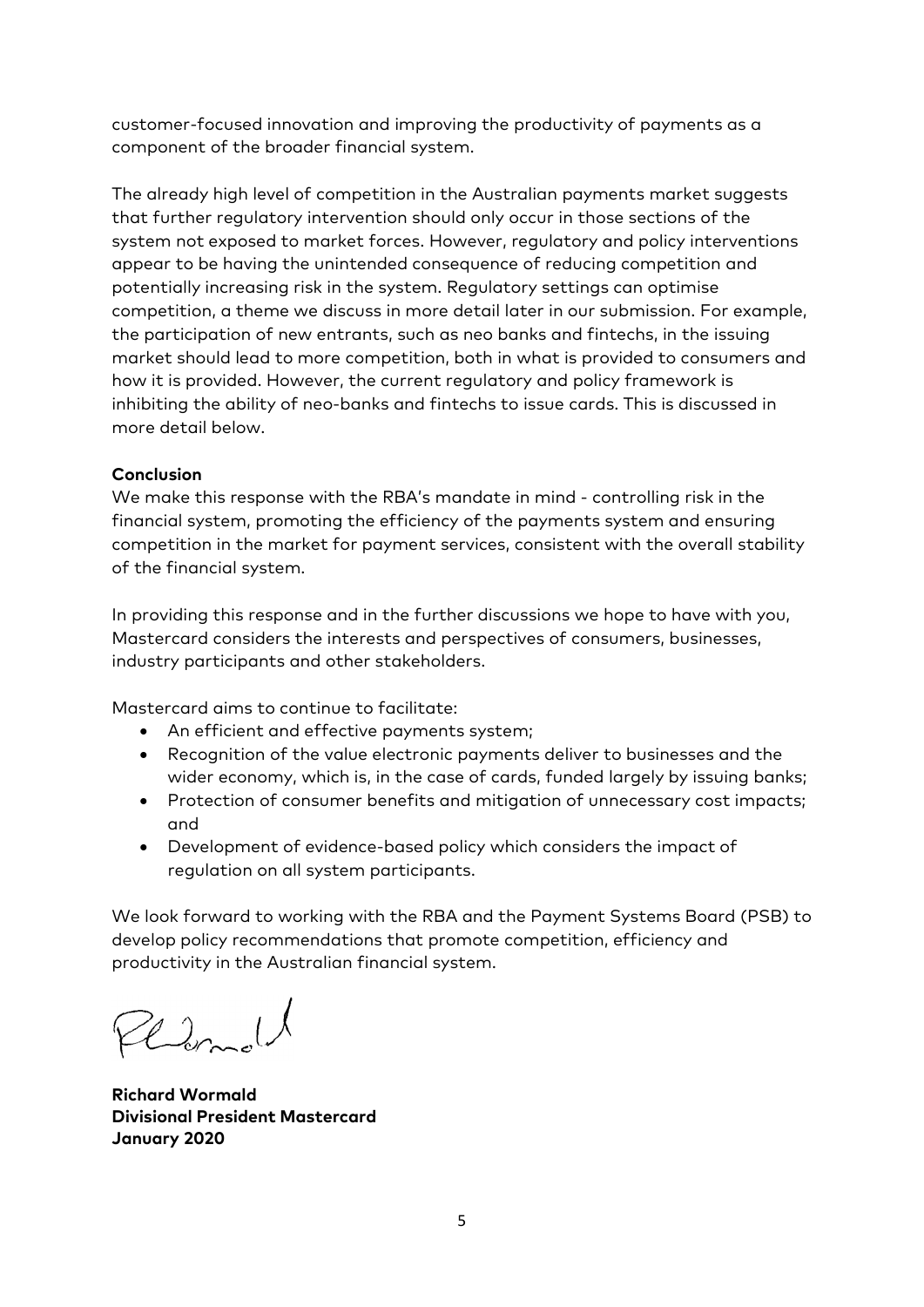customer-focused innovation and improving the productivity of payments as a component of the broader financial system.

The already high level of competition in the Australian payments market suggests that further regulatory intervention should only occur in those sections of the system not exposed to market forces. However, regulatory and policy interventions appear to be having the unintended consequence of reducing competition and potentially increasing risk in the system. Regulatory settings can optimise competition, a theme we discuss in more detail later in our submission. For example, the participation of new entrants, such as neo banks and fintechs, in the issuing market should lead to more competition, both in what is provided to consumers and how it is provided. However, the current regulatory and policy framework is inhibiting the ability of neo-banks and fintechs to issue cards. This is discussed in more detail below.

**Conclusion**

We make this response with the RBA's mandate in mind - controlling risk in the financial system, promoting the efficiency of the payments system and ensuring competition in the market for payment services, consistent with the overall stability of the financial system.

In providing this response and in the further discussions we hope to have with you, Mastercard considers the interests and perspectives of consumers, businesses, industry participants and other stakeholders.

Mastercard aims to continue to facilitate:

- An efficient and effective payments system;
- Recognition of the value electronic payments deliver to businesses and the wider economy, which is, in the case of cards, funded largely by issuing banks;
- Protection of consumer benefits and mitigation of unnecessary cost impacts; and
- Development of evidence-based policy which considers the impact of regulation on all system participants.

We look forward to working with the RBA and the Payment Systems Board (PSB) to develop policy recommendations that promote competition, efficiency and productivity in the Australian financial system.

**Richard Wormald**
**Divisional President Mastercard**
**January 2020**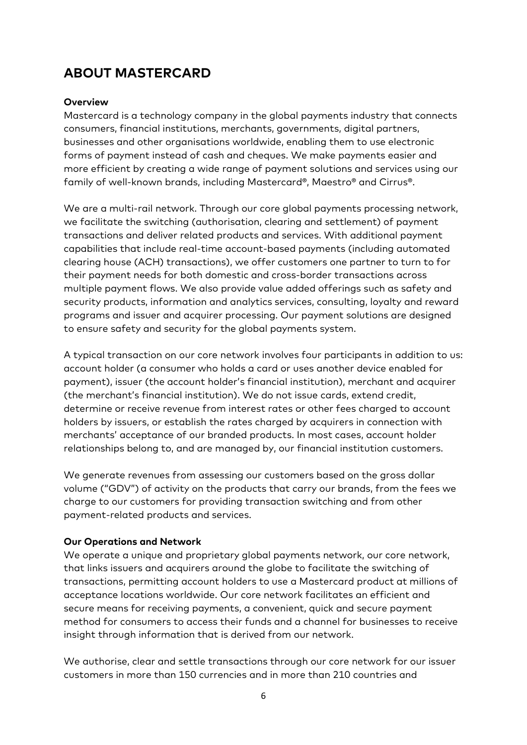## ABOUT MASTERCARD

**Overview**

Mastercard is a technology company in the global payments industry that connects consumers, financial institutions, merchants, governments, digital partners, businesses and other organisations worldwide, enabling them to use electronic forms of payment instead of cash and cheques. We make payments easier and more efficient by creating a wide range of payment solutions and services using our family of well-known brands, including Mastercard®, Maestro® and Cirrus®.

We are a multi-rail network. Through our core global payments processing network, we facilitate the switching (authorisation, clearing and settlement) of payment transactions and deliver related products and services. With additional payment capabilities that include real-time account-based payments (including automated clearing house (ACH) transactions), we offer customers one partner to turn to for their payment needs for both domestic and cross-border transactions across multiple payment flows. We also provide value added offerings such as safety and security products, information and analytics services, consulting, loyalty and reward programs and issuer and acquirer processing. Our payment solutions are designed to ensure safety and security for the global payments system.

A typical transaction on our core network involves four participants in addition to us: account holder (a consumer who holds a card or uses another device enabled for payment), issuer (the account holder's financial institution), merchant and acquirer (the merchant's financial institution). We do not issue cards, extend credit, determine or receive revenue from interest rates or other fees charged to account holders by issuers, or establish the rates charged by acquirers in connection with merchants' acceptance of our branded products. In most cases, account holder relationships belong to, and are managed by, our financial institution customers.

We generate revenues from assessing our customers based on the gross dollar volume ("GDV") of activity on the products that carry our brands, from the fees we charge to our customers for providing transaction switching and from other payment-related products and services.

**Our Operations and Network**

We operate a unique and proprietary global payments network, our core network, that links issuers and acquirers around the globe to facilitate the switching of transactions, permitting account holders to use a Mastercard product at millions of acceptance locations worldwide. Our core network facilitates an efficient and secure means for receiving payments, a convenient, quick and secure payment method for consumers to access their funds and a channel for businesses to receive insight through information that is derived from our network.

We authorise, clear and settle transactions through our core network for our issuer customers in more than 150 currencies and in more than 210 countries and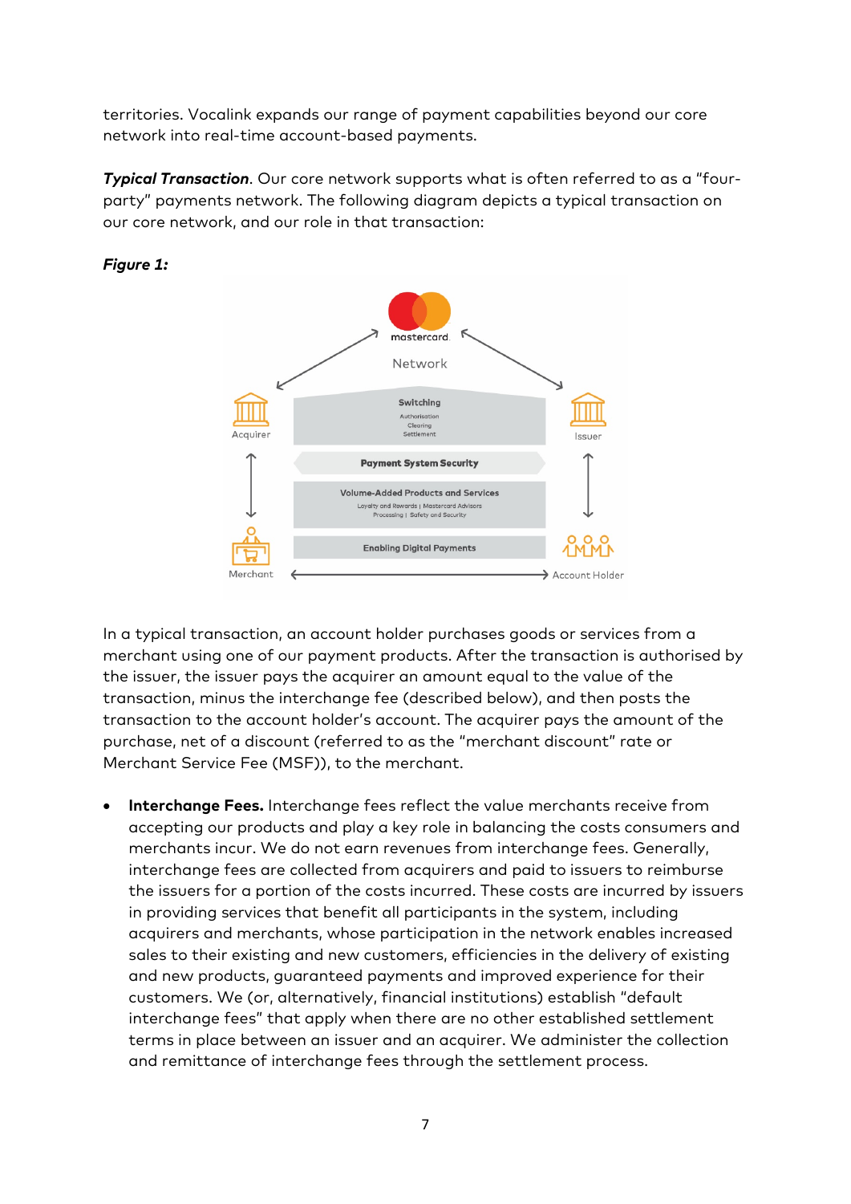territories. Vocalink expands our range of payment capabilities beyond our core network into real-time account-based payments.

***Typical Transaction***. Our core network supports what is often referred to as a "four-party" payments network. The following diagram depicts a typical transaction on our core network, and our role in that transaction:

***Figure 1:***

In a typical transaction, an account holder purchases goods or services from a merchant using one of our payment products. After the transaction is authorised by the issuer, the issuer pays the acquirer an amount equal to the value of the transaction, minus the interchange fee (described below), and then posts the transaction to the account holder's account. The acquirer pays the amount of the purchase, net of a discount (referred to as the "merchant discount" rate or Merchant Service Fee (MSF)), to the merchant.

- **Interchange Fees.** Interchange fees reflect the value merchants receive from accepting our products and play a key role in balancing the costs consumers and merchants incur. We do not earn revenues from interchange fees. Generally, interchange fees are collected from acquirers and paid to issuers to reimburse the issuers for a portion of the costs incurred. These costs are incurred by issuers in providing services that benefit all participants in the system, including acquirers and merchants, whose participation in the network enables increased sales to their existing and new customers, efficiencies in the delivery of existing and new products, guaranteed payments and improved experience for their customers. We (or, alternatively, financial institutions) establish "default interchange fees" that apply when there are no other established settlement terms in place between an issuer and an acquirer. We administer the collection and remittance of interchange fees through the settlement process.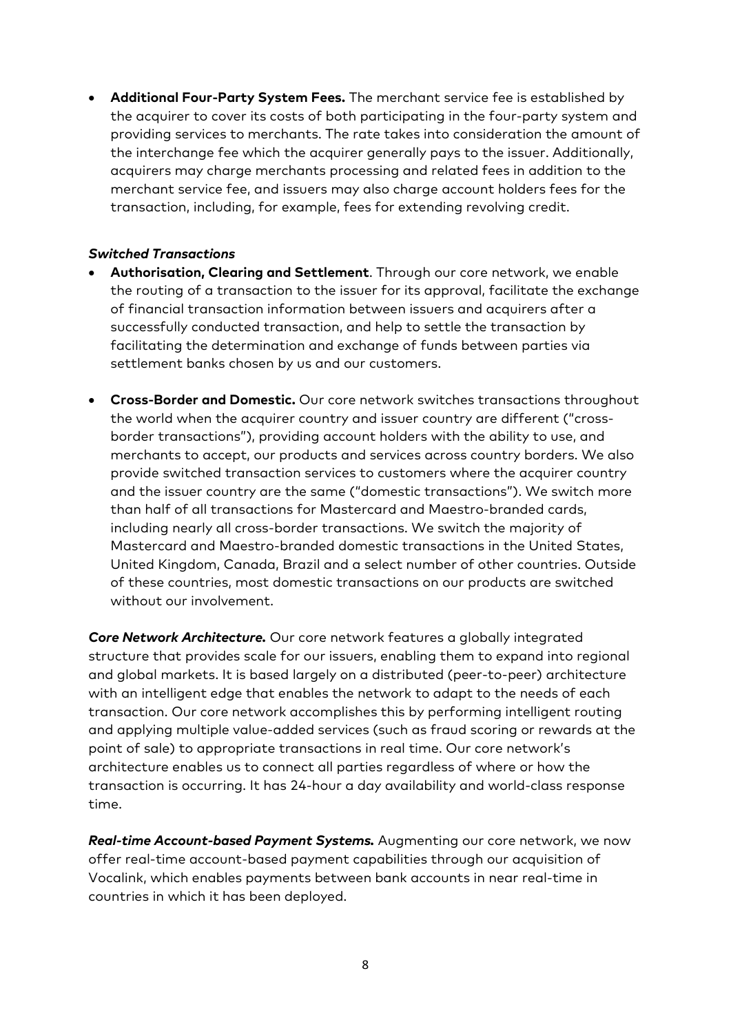- **Additional Four-Party System Fees.** The merchant service fee is established by the acquirer to cover its costs of both participating in the four-party system and providing services to merchants. The rate takes into consideration the amount of the interchange fee which the acquirer generally pays to the issuer. Additionally, acquirers may charge merchants processing and related fees in addition to the merchant service fee, and issuers may also charge account holders fees for the transaction, including, for example, fees for extending revolving credit.

***Switched Transactions***

- **Authorisation, Clearing and Settlement**. Through our core network, we enable the routing of a transaction to the issuer for its approval, facilitate the exchange of financial transaction information between issuers and acquirers after a successfully conducted transaction, and help to settle the transaction by facilitating the determination and exchange of funds between parties via settlement banks chosen by us and our customers.
- **Cross-Border and Domestic.** Our core network switches transactions throughout the world when the acquirer country and issuer country are different ("cross-border transactions"), providing account holders with the ability to use, and merchants to accept, our products and services across country borders. We also provide switched transaction services to customers where the acquirer country and the issuer country are the same ("domestic transactions"). We switch more than half of all transactions for Mastercard and Maestro-branded cards, including nearly all cross-border transactions. We switch the majority of Mastercard and Maestro-branded domestic transactions in the United States, United Kingdom, Canada, Brazil and a select number of other countries. Outside of these countries, most domestic transactions on our products are switched without our involvement.

***Core Network Architecture.*** Our core network features a globally integrated structure that provides scale for our issuers, enabling them to expand into regional and global markets. It is based largely on a distributed (peer-to-peer) architecture with an intelligent edge that enables the network to adapt to the needs of each transaction. Our core network accomplishes this by performing intelligent routing and applying multiple value-added services (such as fraud scoring or rewards at the point of sale) to appropriate transactions in real time. Our core network's architecture enables us to connect all parties regardless of where or how the transaction is occurring. It has 24-hour a day availability and world-class response time.

***Real-time Account-based Payment Systems.*** Augmenting our core network, we now offer real-time account-based payment capabilities through our acquisition of Vocalink, which enables payments between bank accounts in near real-time in countries in which it has been deployed.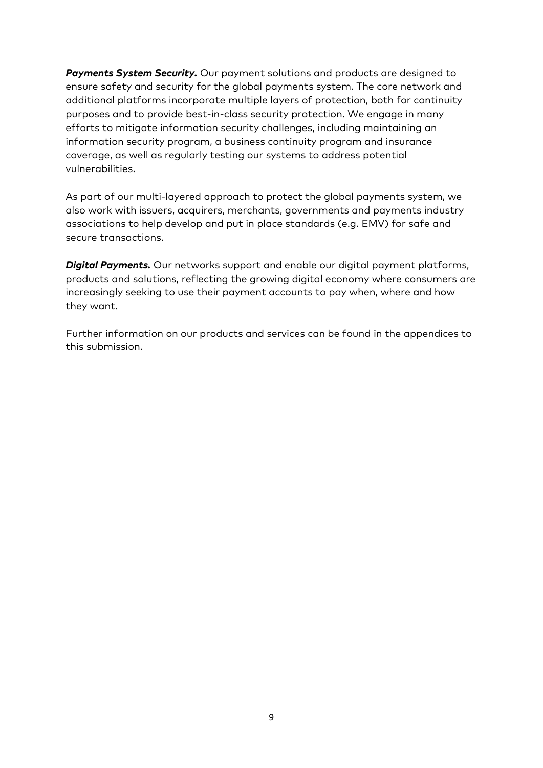***Payments System Security.*** Our payment solutions and products are designed to ensure safety and security for the global payments system. The core network and additional platforms incorporate multiple layers of protection, both for continuity purposes and to provide best-in-class security protection. We engage in many efforts to mitigate information security challenges, including maintaining an information security program, a business continuity program and insurance coverage, as well as regularly testing our systems to address potential vulnerabilities.

As part of our multi-layered approach to protect the global payments system, we also work with issuers, acquirers, merchants, governments and payments industry associations to help develop and put in place standards (e.g. EMV) for safe and secure transactions.

***Digital Payments.*** Our networks support and enable our digital payment platforms, products and solutions, reflecting the growing digital economy where consumers are increasingly seeking to use their payment accounts to pay when, where and how they want.

Further information on our products and services can be found in the appendices to this submission.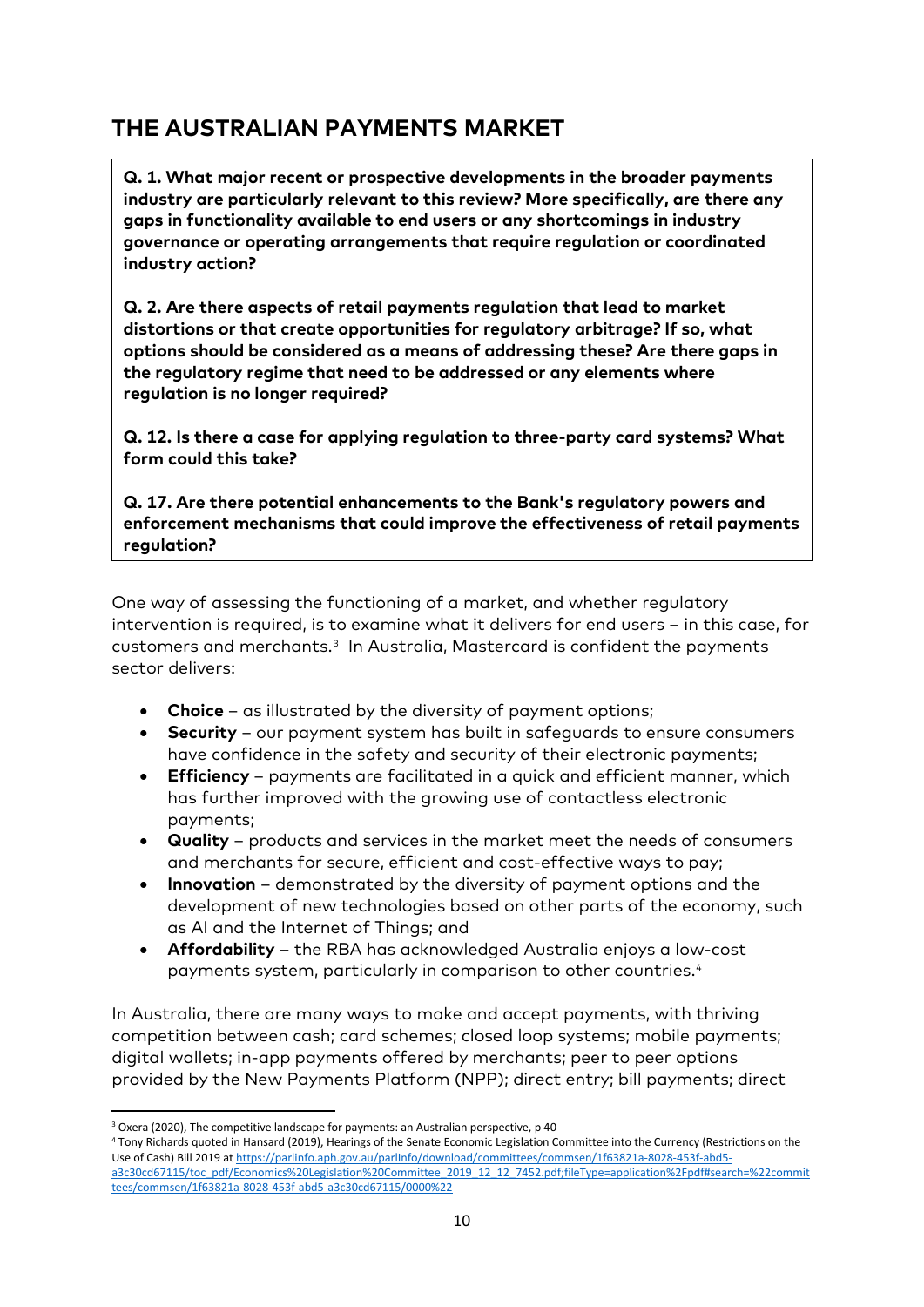## THE AUSTRALIAN PAYMENTS MARKET

> **Q. 1. What major recent or prospective developments in the broader payments industry are particularly relevant to this review? More specifically, are there any gaps in functionality available to end users or any shortcomings in industry governance or operating arrangements that require regulation or coordinated industry action?**
>
> **Q. 2. Are there aspects of retail payments regulation that lead to market distortions or that create opportunities for regulatory arbitrage? If so, what options should be considered as a means of addressing these? Are there gaps in the regulatory regime that need to be addressed or any elements where regulation is no longer required?**
>
> **Q. 12. Is there a case for applying regulation to three-party card systems? What form could this take?**
>
> **Q. 17. Are there potential enhancements to the Bank's regulatory powers and enforcement mechanisms that could improve the effectiveness of retail payments regulation?**

One way of assessing the functioning of a market, and whether regulatory intervention is required, is to examine what it delivers for end users – in this case, for customers and merchants.[3] In Australia, Mastercard is confident the payments sector delivers:

- **Choice** – as illustrated by the diversity of payment options;
- **Security** – our payment system has built in safeguards to ensure consumers have confidence in the safety and security of their electronic payments;
- **Efficiency** – payments are facilitated in a quick and efficient manner, which has further improved with the growing use of contactless electronic payments;
- **Quality** – products and services in the market meet the needs of consumers and merchants for secure, efficient and cost-effective ways to pay;
- **Innovation** – demonstrated by the diversity of payment options and the development of new technologies based on other parts of the economy, such as AI and the Internet of Things; and
- **Affordability** – the RBA has acknowledged Australia enjoys a low-cost payments system, particularly in comparison to other countries.[4]

In Australia, there are many ways to make and accept payments, with thriving competition between cash; card schemes; closed loop systems; mobile payments; digital wallets; in-app payments offered by merchants; peer to peer options provided by the New Payments Platform (NPP); direct entry; bill payments; direct

---

[3] Oxera (2020), The competitive landscape for payments: an Australian perspective, p 40

[4] Tony Richards quoted in Hansard (2019), Hearings of the Senate Economic Legislation Committee into the Currency (Restrictions on the Use of Cash) Bill 2019 at https://parlinfo.aph.gov.au/parlInfo/download/committees/commsen/1f63821a-8028-453f-abd5-a3c30cd67115/toc_pdf/Economics%20Legislation%20Committee_2019_12_12_7452.pdf;fileType=application%2Fpdf#search=%22committees/commsen/1f63821a-8028-453f-abd5-a3c30cd67115/0000%22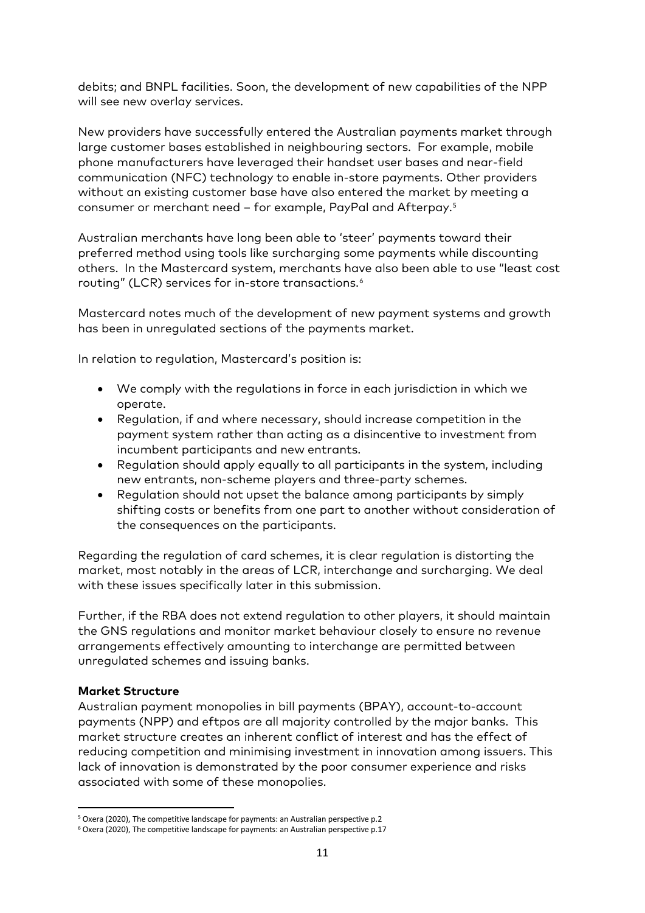debits; and BNPL facilities. Soon, the development of new capabilities of the NPP will see new overlay services.

New providers have successfully entered the Australian payments market through large customer bases established in neighbouring sectors. For example, mobile phone manufacturers have leveraged their handset user bases and near-field communication (NFC) technology to enable in-store payments. Other providers without an existing customer base have also entered the market by meeting a consumer or merchant need – for example, PayPal and Afterpay.[5]

Australian merchants have long been able to 'steer' payments toward their preferred method using tools like surcharging some payments while discounting others. In the Mastercard system, merchants have also been able to use "least cost routing" (LCR) services for in-store transactions.[6]

Mastercard notes much of the development of new payment systems and growth has been in unregulated sections of the payments market.

In relation to regulation, Mastercard's position is:

- We comply with the regulations in force in each jurisdiction in which we operate.
- Regulation, if and where necessary, should increase competition in the payment system rather than acting as a disincentive to investment from incumbent participants and new entrants.
- Regulation should apply equally to all participants in the system, including new entrants, non-scheme players and three-party schemes.
- Regulation should not upset the balance among participants by simply shifting costs or benefits from one part to another without consideration of the consequences on the participants.

Regarding the regulation of card schemes, it is clear regulation is distorting the market, most notably in the areas of LCR, interchange and surcharging. We deal with these issues specifically later in this submission.

Further, if the RBA does not extend regulation to other players, it should maintain the GNS regulations and monitor market behaviour closely to ensure no revenue arrangements effectively amounting to interchange are permitted between unregulated schemes and issuing banks.

**Market Structure**

Australian payment monopolies in bill payments (BPAY), account-to-account payments (NPP) and eftpos are all majority controlled by the major banks. This market structure creates an inherent conflict of interest and has the effect of reducing competition and minimising investment in innovation among issuers. This lack of innovation is demonstrated by the poor consumer experience and risks associated with some of these monopolies.

[5] Oxera (2020), The competitive landscape for payments: an Australian perspective p.2

[6] Oxera (2020), The competitive landscape for payments: an Australian perspective p.17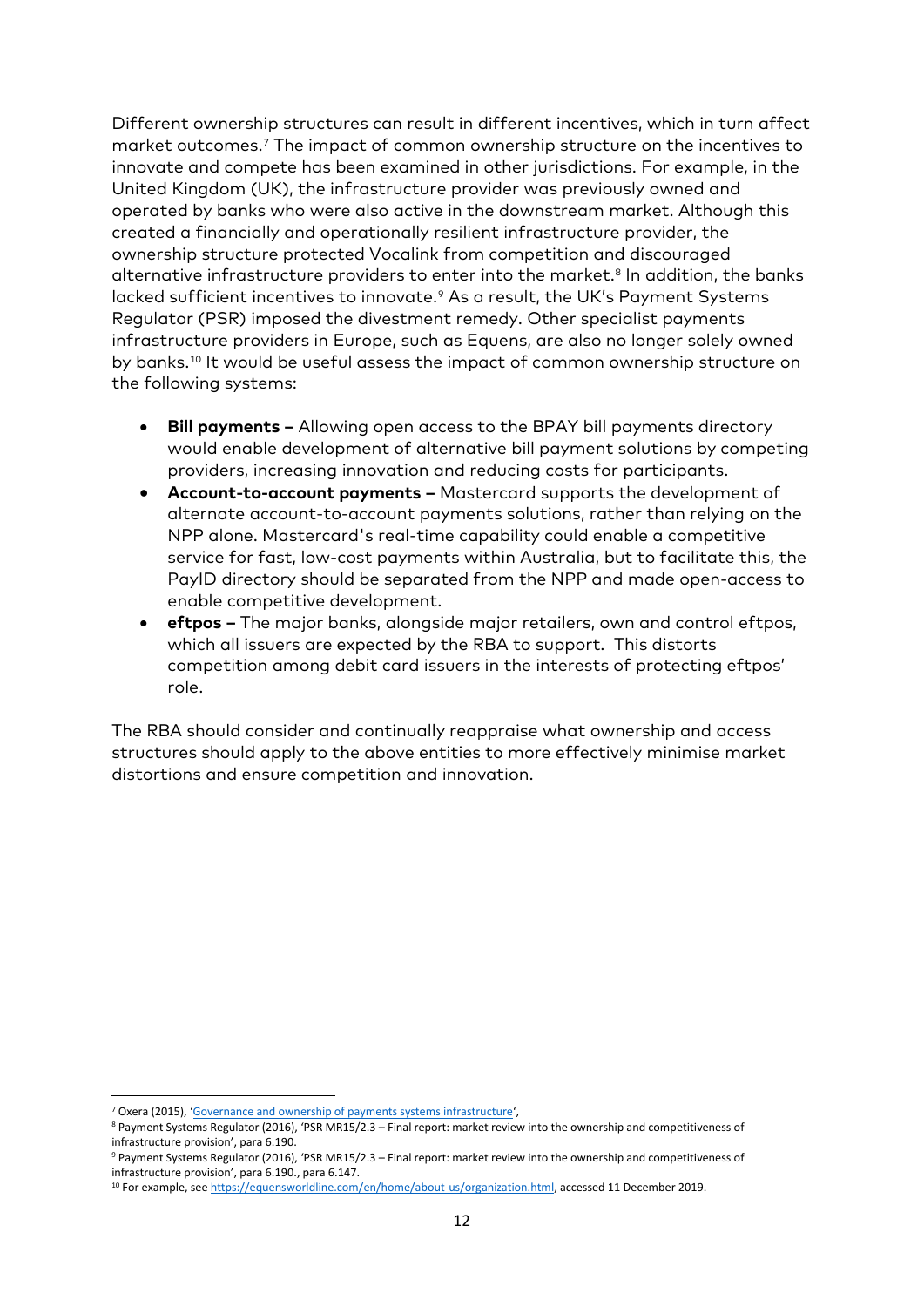Different ownership structures can result in different incentives, which in turn affect market outcomes.[7] The impact of common ownership structure on the incentives to innovate and compete has been examined in other jurisdictions. For example, in the United Kingdom (UK), the infrastructure provider was previously owned and operated by banks who were also active in the downstream market. Although this created a financially and operationally resilient infrastructure provider, the ownership structure protected Vocalink from competition and discouraged alternative infrastructure providers to enter into the market.[8] In addition, the banks lacked sufficient incentives to innovate.[9] As a result, the UK's Payment Systems Regulator (PSR) imposed the divestment remedy. Other specialist payments infrastructure providers in Europe, such as Equens, are also no longer solely owned by banks.[10] It would be useful assess the impact of common ownership structure on the following systems:

- **Bill payments –** Allowing open access to the BPAY bill payments directory would enable development of alternative bill payment solutions by competing providers, increasing innovation and reducing costs for participants.
- **Account-to-account payments –** Mastercard supports the development of alternate account-to-account payments solutions, rather than relying on the NPP alone. Mastercard's real-time capability could enable a competitive service for fast, low-cost payments within Australia, but to facilitate this, the PayID directory should be separated from the NPP and made open-access to enable competitive development.
- **eftpos –** The major banks, alongside major retailers, own and control eftpos, which all issuers are expected by the RBA to support. This distorts competition among debit card issuers in the interests of protecting eftpos' role.

The RBA should consider and continually reappraise what ownership and access structures should apply to the above entities to more effectively minimise market distortions and ensure competition and innovation.

---

[7] Oxera (2015), 'Governance and ownership of payments systems infrastructure',

[8] Payment Systems Regulator (2016), 'PSR MR15/2.3 – Final report: market review into the ownership and competitiveness of infrastructure provision', para 6.190.

[9] Payment Systems Regulator (2016), 'PSR MR15/2.3 – Final report: market review into the ownership and competitiveness of infrastructure provision', para 6.190., para 6.147.

[10] For example, see https://equensworldline.com/en/home/about-us/organization.html, accessed 11 December 2019.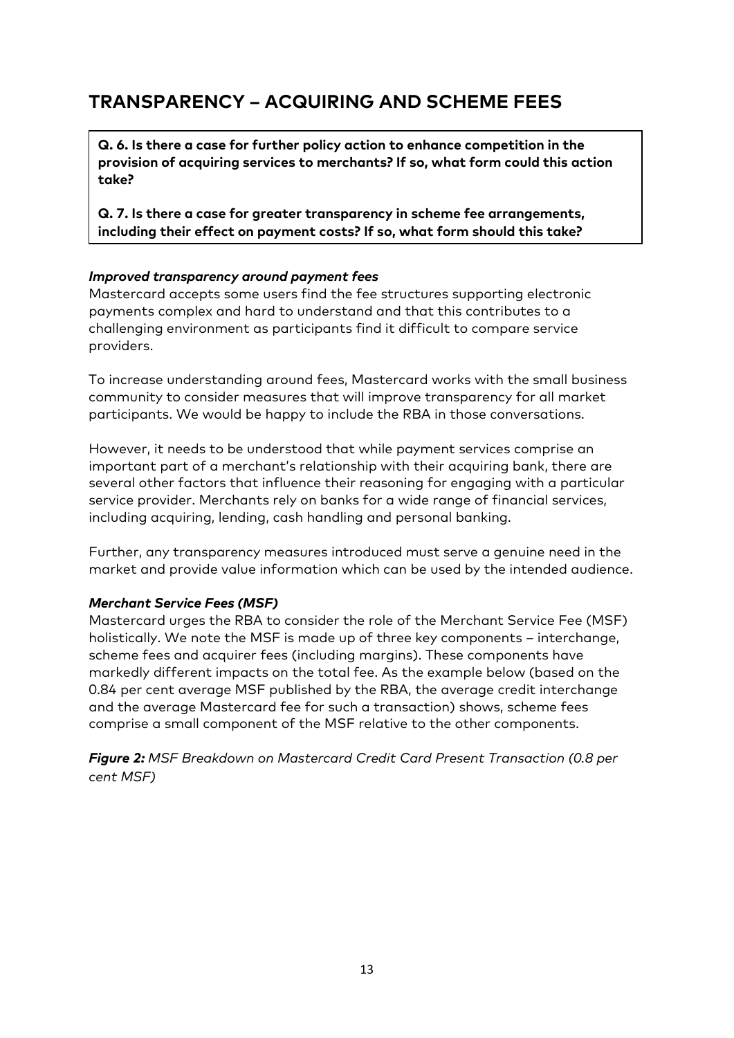## TRANSPARENCY – ACQUIRING AND SCHEME FEES

**Q. 6. Is there a case for further policy action to enhance competition in the provision of acquiring services to merchants? If so, what form could this action take?**

**Q. 7. Is there a case for greater transparency in scheme fee arrangements, including their effect on payment costs? If so, what form should this take?**

***Improved transparency around payment fees***

Mastercard accepts some users find the fee structures supporting electronic payments complex and hard to understand and that this contributes to a challenging environment as participants find it difficult to compare service providers.

To increase understanding around fees, Mastercard works with the small business community to consider measures that will improve transparency for all market participants. We would be happy to include the RBA in those conversations.

However, it needs to be understood that while payment services comprise an important part of a merchant's relationship with their acquiring bank, there are several other factors that influence their reasoning for engaging with a particular service provider. Merchants rely on banks for a wide range of financial services, including acquiring, lending, cash handling and personal banking.

Further, any transparency measures introduced must serve a genuine need in the market and provide value information which can be used by the intended audience.

***Merchant Service Fees (MSF)***

Mastercard urges the RBA to consider the role of the Merchant Service Fee (MSF) holistically. We note the MSF is made up of three key components – interchange, scheme fees and acquirer fees (including margins). These components have markedly different impacts on the total fee. As the example below (based on the 0.84 per cent average MSF published by the RBA, the average credit interchange and the average Mastercard fee for such a transaction) shows, scheme fees comprise a small component of the MSF relative to the other components.

***Figure 2:*** *MSF Breakdown on Mastercard Credit Card Present Transaction (0.8 per cent MSF)*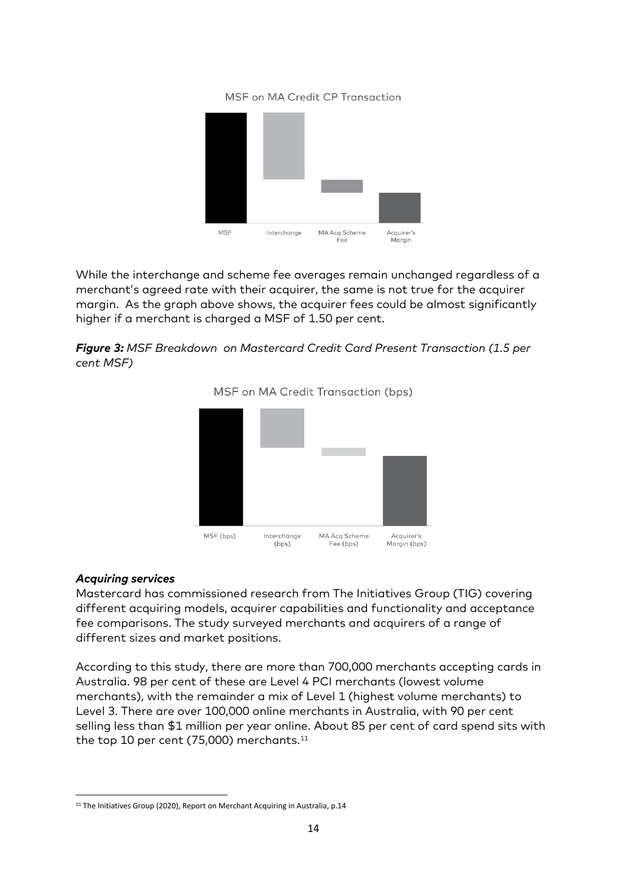MSF on MA Credit CP Transaction

MSF | Interchange | MA Acq Scheme Fee | Acquirer's Margin

While the interchange and scheme fee averages remain unchanged regardless of a merchant's agreed rate with their acquirer, the same is not true for the acquirer margin. As the graph above shows, the acquirer fees could be almost significantly higher if a merchant is charged a MSF of 1.50 per cent.

***Figure 3:*** *MSF Breakdown on Mastercard Credit Card Present Transaction (1.5 per cent MSF)*

MSF on MA Credit Transaction (bps)

MSF (bps) | Interchange (bps) | MA Acq Scheme Fee (bps) | Acquirer's Margin (bps)

***Acquiring services***

Mastercard has commissioned research from The Initiatives Group (TIG) covering different acquiring models, acquirer capabilities and functionality and acceptance fee comparisons. The study surveyed merchants and acquirers of a range of different sizes and market positions.

According to this study, there are more than 700,000 merchants accepting cards in Australia. 98 per cent of these are Level 4 PCI merchants (lowest volume merchants), with the remainder a mix of Level 1 (highest volume merchants) to Level 3. There are over 100,000 online merchants in Australia, with 90 per cent selling less than $1 million per year online. About 85 per cent of card spend sits with the top 10 per cent (75,000) merchants.[11]

[11] The Initiatives Group (2020), Report on Merchant Acquiring in Australia, p.14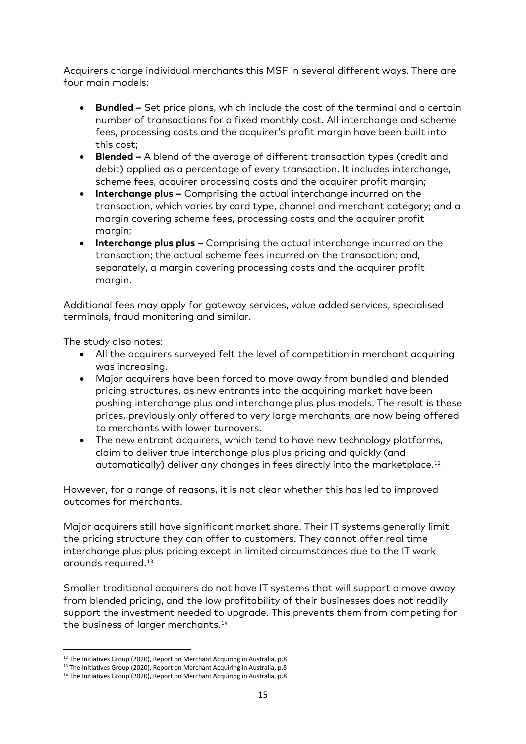Acquirers charge individual merchants this MSF in several different ways. There are four main models:

- **Bundled –** Set price plans, which include the cost of the terminal and a certain number of transactions for a fixed monthly cost. All interchange and scheme fees, processing costs and the acquirer's profit margin have been built into this cost;
- **Blended –** A blend of the average of different transaction types (credit and debit) applied as a percentage of every transaction. It includes interchange, scheme fees, acquirer processing costs and the acquirer profit margin;
- **Interchange plus –** Comprising the actual interchange incurred on the transaction, which varies by card type, channel and merchant category; and a margin covering scheme fees, processing costs and the acquirer profit margin;
- **Interchange plus plus –** Comprising the actual interchange incurred on the transaction; the actual scheme fees incurred on the transaction; and, separately, a margin covering processing costs and the acquirer profit margin.

Additional fees may apply for gateway services, value added services, specialised terminals, fraud monitoring and similar.

The study also notes:

- All the acquirers surveyed felt the level of competition in merchant acquiring was increasing.
- Major acquirers have been forced to move away from bundled and blended pricing structures, as new entrants into the acquiring market have been pushing interchange plus and interchange plus plus models. The result is these prices, previously only offered to very large merchants, are now being offered to merchants with lower turnovers.
- The new entrant acquirers, which tend to have new technology platforms, claim to deliver true interchange plus plus pricing and quickly (and automatically) deliver any changes in fees directly into the marketplace.[12]

However, for a range of reasons, it is not clear whether this has led to improved outcomes for merchants.

Major acquirers still have significant market share. Their IT systems generally limit the pricing structure they can offer to customers. They cannot offer real time interchange plus plus pricing except in limited circumstances due to the IT work arounds required.[13]

Smaller traditional acquirers do not have IT systems that will support a move away from blended pricing, and the low profitability of their businesses does not readily support the investment needed to upgrade. This prevents them from competing for the business of larger merchants.[14]

---

[12] The Initiatives Group (2020), Report on Merchant Acquiring in Australia, p.8

[13] The Initiatives Group (2020), Report on Merchant Acquiring in Australia, p.8

[14] The Initiatives Group (2020), Report on Merchant Acquiring in Australia, p.8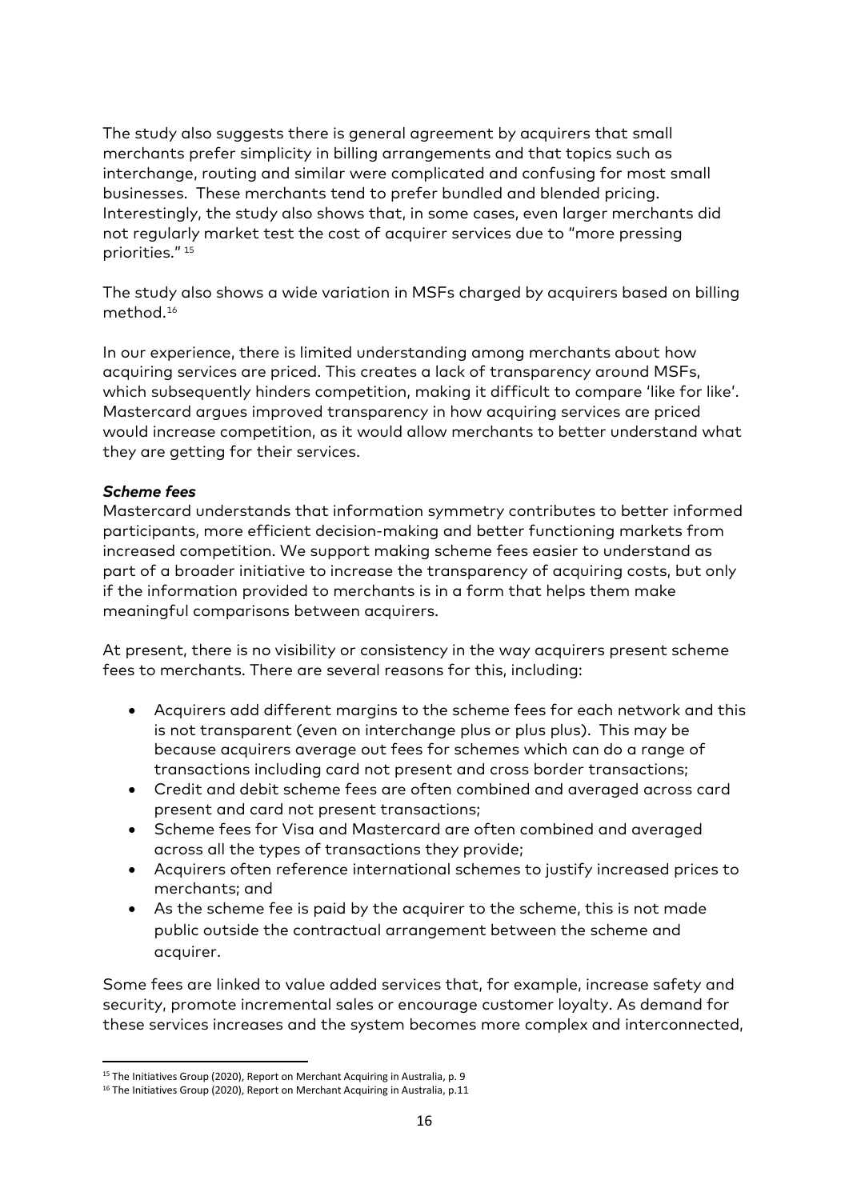The study also suggests there is general agreement by acquirers that small merchants prefer simplicity in billing arrangements and that topics such as interchange, routing and similar were complicated and confusing for most small businesses. These merchants tend to prefer bundled and blended pricing. Interestingly, the study also shows that, in some cases, even larger merchants did not regularly market test the cost of acquirer services due to "more pressing priorities." [15]

The study also shows a wide variation in MSFs charged by acquirers based on billing method.[16]

In our experience, there is limited understanding among merchants about how acquiring services are priced. This creates a lack of transparency around MSFs, which subsequently hinders competition, making it difficult to compare 'like for like'. Mastercard argues improved transparency in how acquiring services are priced would increase competition, as it would allow merchants to better understand what they are getting for their services.

***Scheme fees***

Mastercard understands that information symmetry contributes to better informed participants, more efficient decision-making and better functioning markets from increased competition. We support making scheme fees easier to understand as part of a broader initiative to increase the transparency of acquiring costs, but only if the information provided to merchants is in a form that helps them make meaningful comparisons between acquirers.

At present, there is no visibility or consistency in the way acquirers present scheme fees to merchants. There are several reasons for this, including:

- Acquirers add different margins to the scheme fees for each network and this is not transparent (even on interchange plus or plus plus). This may be because acquirers average out fees for schemes which can do a range of transactions including card not present and cross border transactions;
- Credit and debit scheme fees are often combined and averaged across card present and card not present transactions;
- Scheme fees for Visa and Mastercard are often combined and averaged across all the types of transactions they provide;
- Acquirers often reference international schemes to justify increased prices to merchants; and
- As the scheme fee is paid by the acquirer to the scheme, this is not made public outside the contractual arrangement between the scheme and acquirer.

Some fees are linked to value added services that, for example, increase safety and security, promote incremental sales or encourage customer loyalty. As demand for these services increases and the system becomes more complex and interconnected,

[15] The Initiatives Group (2020), Report on Merchant Acquiring in Australia, p. 9

[16] The Initiatives Group (2020), Report on Merchant Acquiring in Australia, p.11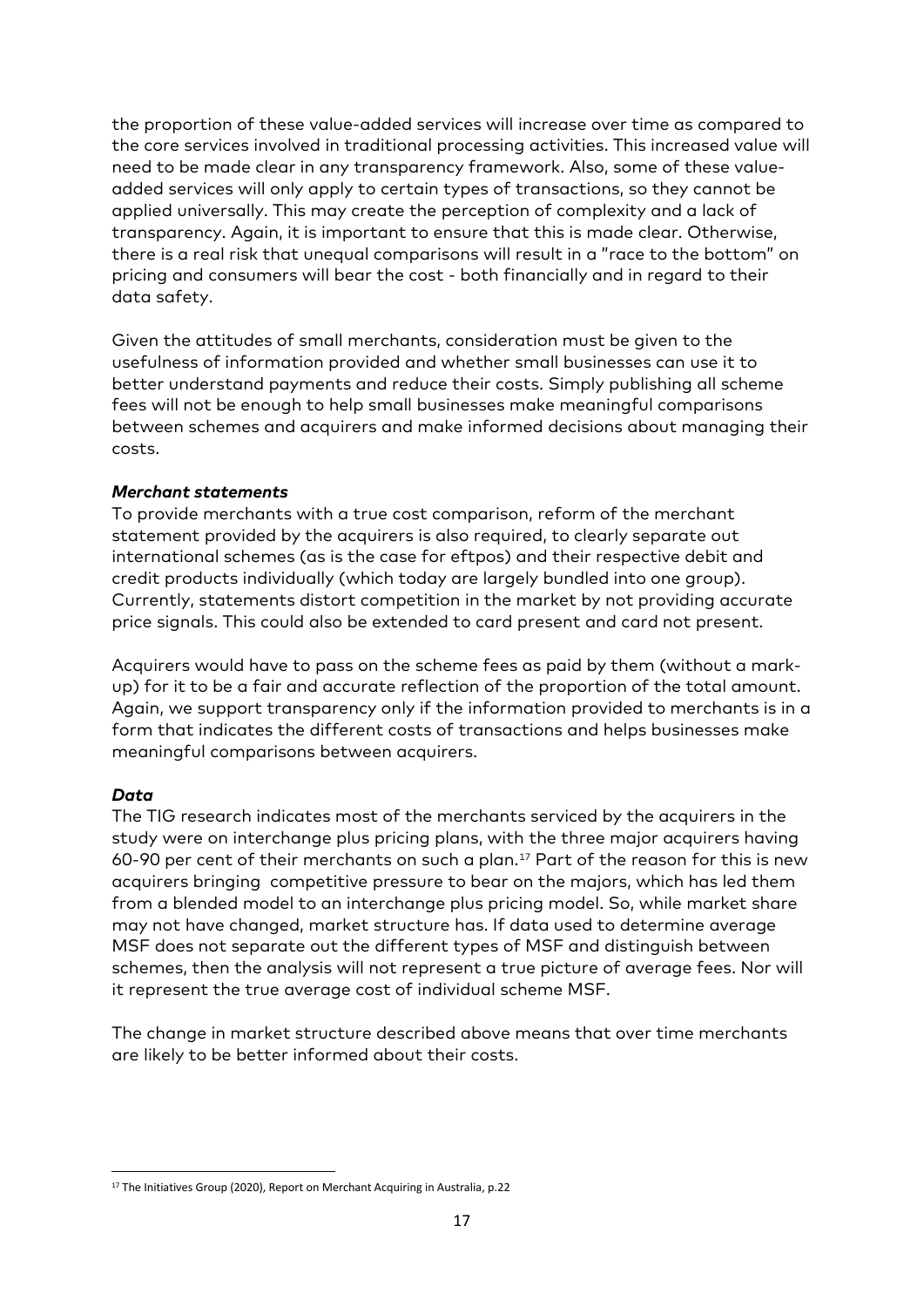the proportion of these value-added services will increase over time as compared to the core services involved in traditional processing activities. This increased value will need to be made clear in any transparency framework. Also, some of these value-added services will only apply to certain types of transactions, so they cannot be applied universally. This may create the perception of complexity and a lack of transparency. Again, it is important to ensure that this is made clear. Otherwise, there is a real risk that unequal comparisons will result in a "race to the bottom" on pricing and consumers will bear the cost - both financially and in regard to their data safety.

Given the attitudes of small merchants, consideration must be given to the usefulness of information provided and whether small businesses can use it to better understand payments and reduce their costs. Simply publishing all scheme fees will not be enough to help small businesses make meaningful comparisons between schemes and acquirers and make informed decisions about managing their costs.

***Merchant statements***

To provide merchants with a true cost comparison, reform of the merchant statement provided by the acquirers is also required, to clearly separate out international schemes (as is the case for eftpos) and their respective debit and credit products individually (which today are largely bundled into one group). Currently, statements distort competition in the market by not providing accurate price signals. This could also be extended to card present and card not present.

Acquirers would have to pass on the scheme fees as paid by them (without a mark-up) for it to be a fair and accurate reflection of the proportion of the total amount. Again, we support transparency only if the information provided to merchants is in a form that indicates the different costs of transactions and helps businesses make meaningful comparisons between acquirers.

***Data***

The TIG research indicates most of the merchants serviced by the acquirers in the study were on interchange plus pricing plans, with the three major acquirers having 60-90 per cent of their merchants on such a plan.[17] Part of the reason for this is new acquirers bringing competitive pressure to bear on the majors, which has led them from a blended model to an interchange plus pricing model. So, while market share may not have changed, market structure has. If data used to determine average MSF does not separate out the different types of MSF and distinguish between schemes, then the analysis will not represent a true picture of average fees. Nor will it represent the true average cost of individual scheme MSF.

The change in market structure described above means that over time merchants are likely to be better informed about their costs.

[17] The Initiatives Group (2020), Report on Merchant Acquiring in Australia, p.22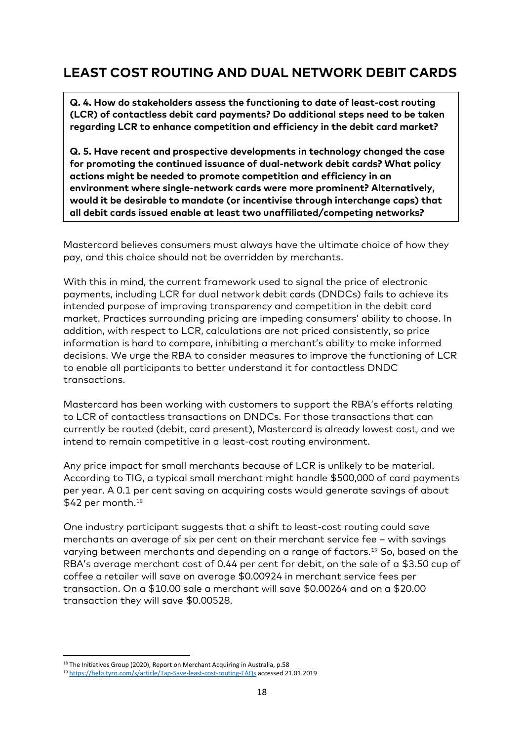## LEAST COST ROUTING AND DUAL NETWORK DEBIT CARDS

**Q. 4. How do stakeholders assess the functioning to date of least-cost routing (LCR) of contactless debit card payments? Do additional steps need to be taken regarding LCR to enhance competition and efficiency in the debit card market?**

**Q. 5. Have recent and prospective developments in technology changed the case for promoting the continued issuance of dual-network debit cards? What policy actions might be needed to promote competition and efficiency in an environment where single-network cards were more prominent? Alternatively, would it be desirable to mandate (or incentivise through interchange caps) that all debit cards issued enable at least two unaffiliated/competing networks?**

Mastercard believes consumers must always have the ultimate choice of how they pay, and this choice should not be overridden by merchants.

With this in mind, the current framework used to signal the price of electronic payments, including LCR for dual network debit cards (DNDCs) fails to achieve its intended purpose of improving transparency and competition in the debit card market. Practices surrounding pricing are impeding consumers' ability to choose. In addition, with respect to LCR, calculations are not priced consistently, so price information is hard to compare, inhibiting a merchant's ability to make informed decisions. We urge the RBA to consider measures to improve the functioning of LCR to enable all participants to better understand it for contactless DNDC transactions.

Mastercard has been working with customers to support the RBA's efforts relating to LCR of contactless transactions on DNDCs. For those transactions that can currently be routed (debit, card present), Mastercard is already lowest cost, and we intend to remain competitive in a least-cost routing environment.

Any price impact for small merchants because of LCR is unlikely to be material. According to TIG, a typical small merchant might handle $500,000 of card payments per year. A 0.1 per cent saving on acquiring costs would generate savings of about $42 per month.[18]

One industry participant suggests that a shift to least-cost routing could save merchants an average of six per cent on their merchant service fee – with savings varying between merchants and depending on a range of factors.[19] So, based on the RBA's average merchant cost of 0.44 per cent for debit, on the sale of a $3.50 cup of coffee a retailer will save on average $0.00924 in merchant service fees per transaction. On a $10.00 sale a merchant will save $0.00264 and on a $20.00 transaction they will save $0.00528.

---

[18] The Initiatives Group (2020), Report on Merchant Acquiring in Australia, p.58

[19] https://help.tyro.com/s/article/Tap-Save-least-cost-routing-FAQs accessed 21.01.2019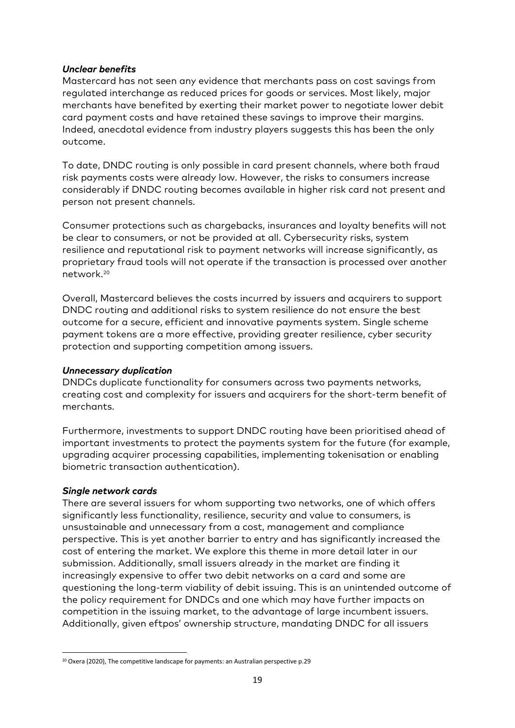***Unclear benefits***
Mastercard has not seen any evidence that merchants pass on cost savings from regulated interchange as reduced prices for goods or services. Most likely, major merchants have benefited by exerting their market power to negotiate lower debit card payment costs and have retained these savings to improve their margins. Indeed, anecdotal evidence from industry players suggests this has been the only outcome.

To date, DNDC routing is only possible in card present channels, where both fraud risk payments costs were already low. However, the risks to consumers increase considerably if DNDC routing becomes available in higher risk card not present and person not present channels.

Consumer protections such as chargebacks, insurances and loyalty benefits will not be clear to consumers, or not be provided at all. Cybersecurity risks, system resilience and reputational risk to payment networks will increase significantly, as proprietary fraud tools will not operate if the transaction is processed over another network.[20]

Overall, Mastercard believes the costs incurred by issuers and acquirers to support DNDC routing and additional risks to system resilience do not ensure the best outcome for a secure, efficient and innovative payments system. Single scheme payment tokens are a more effective, providing greater resilience, cyber security protection and supporting competition among issuers.

***Unnecessary duplication***
DNDCs duplicate functionality for consumers across two payments networks, creating cost and complexity for issuers and acquirers for the short-term benefit of merchants.

Furthermore, investments to support DNDC routing have been prioritised ahead of important investments to protect the payments system for the future (for example, upgrading acquirer processing capabilities, implementing tokenisation or enabling biometric transaction authentication).

***Single network cards***
There are several issuers for whom supporting two networks, one of which offers significantly less functionality, resilience, security and value to consumers, is unsustainable and unnecessary from a cost, management and compliance perspective. This is yet another barrier to entry and has significantly increased the cost of entering the market. We explore this theme in more detail later in our submission. Additionally, small issuers already in the market are finding it increasingly expensive to offer two debit networks on a card and some are questioning the long-term viability of debit issuing. This is an unintended outcome of the policy requirement for DNDCs and one which may have further impacts on competition in the issuing market, to the advantage of large incumbent issuers. Additionally, given eftpos' ownership structure, mandating DNDC for all issuers

[20] Oxera (2020), The competitive landscape for payments: an Australian perspective p.29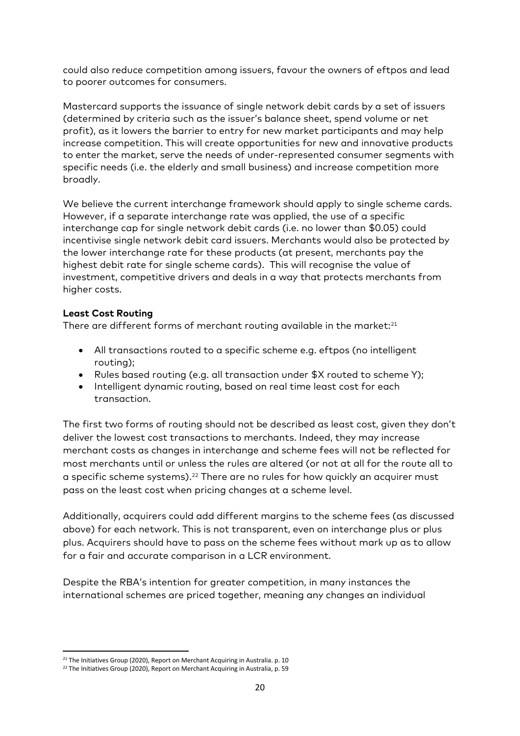could also reduce competition among issuers, favour the owners of eftpos and lead to poorer outcomes for consumers.

Mastercard supports the issuance of single network debit cards by a set of issuers (determined by criteria such as the issuer's balance sheet, spend volume or net profit), as it lowers the barrier to entry for new market participants and may help increase competition. This will create opportunities for new and innovative products to enter the market, serve the needs of under-represented consumer segments with specific needs (i.e. the elderly and small business) and increase competition more broadly.

We believe the current interchange framework should apply to single scheme cards. However, if a separate interchange rate was applied, the use of a specific interchange cap for single network debit cards (i.e. no lower than $0.05) could incentivise single network debit card issuers. Merchants would also be protected by the lower interchange rate for these products (at present, merchants pay the highest debit rate for single scheme cards). This will recognise the value of investment, competitive drivers and deals in a way that protects merchants from higher costs.

**Least Cost Routing**

There are different forms of merchant routing available in the market:[21]

- All transactions routed to a specific scheme e.g. eftpos (no intelligent routing);
- Rules based routing (e.g. all transaction under $X routed to scheme Y);
- Intelligent dynamic routing, based on real time least cost for each transaction.

The first two forms of routing should not be described as least cost, given they don't deliver the lowest cost transactions to merchants. Indeed, they may increase merchant costs as changes in interchange and scheme fees will not be reflected for most merchants until or unless the rules are altered (or not at all for the route all to a specific scheme systems).[22] There are no rules for how quickly an acquirer must pass on the least cost when pricing changes at a scheme level.

Additionally, acquirers could add different margins to the scheme fees (as discussed above) for each network. This is not transparent, even on interchange plus or plus plus. Acquirers should have to pass on the scheme fees without mark up as to allow for a fair and accurate comparison in a LCR environment.

Despite the RBA's intention for greater competition, in many instances the international schemes are priced together, meaning any changes an individual

[21] The Initiatives Group (2020), Report on Merchant Acquiring in Australia. p. 10

[22] The Initiatives Group (2020), Report on Merchant Acquiring in Australia, p. 59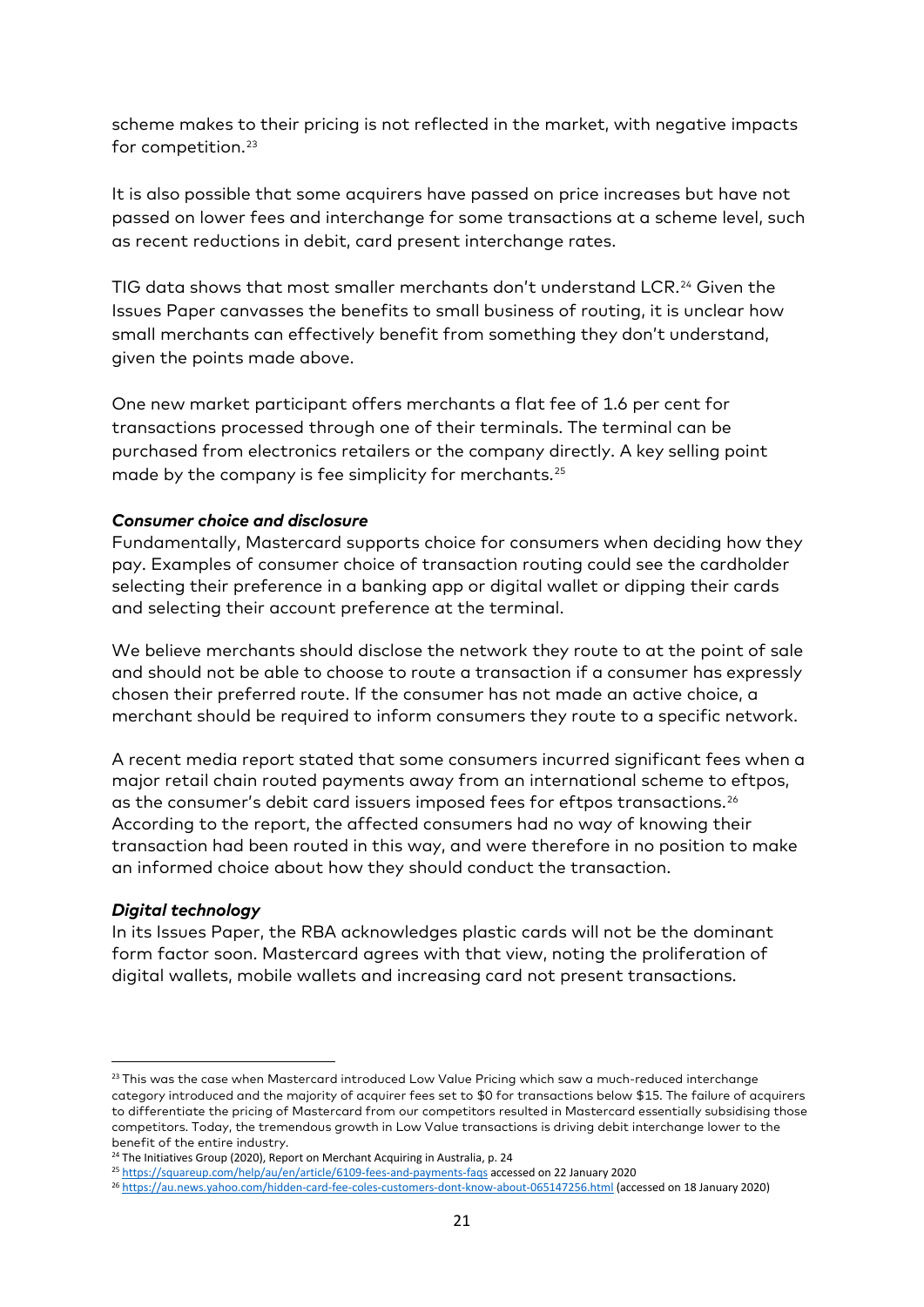scheme makes to their pricing is not reflected in the market, with negative impacts for competition.[23]

It is also possible that some acquirers have passed on price increases but have not passed on lower fees and interchange for some transactions at a scheme level, such as recent reductions in debit, card present interchange rates.

TIG data shows that most smaller merchants don't understand LCR.[24] Given the Issues Paper canvasses the benefits to small business of routing, it is unclear how small merchants can effectively benefit from something they don't understand, given the points made above.

One new market participant offers merchants a flat fee of 1.6 per cent for transactions processed through one of their terminals. The terminal can be purchased from electronics retailers or the company directly. A key selling point made by the company is fee simplicity for merchants.[25]

***Consumer choice and disclosure***

Fundamentally, Mastercard supports choice for consumers when deciding how they pay. Examples of consumer choice of transaction routing could see the cardholder selecting their preference in a banking app or digital wallet or dipping their cards and selecting their account preference at the terminal.

We believe merchants should disclose the network they route to at the point of sale and should not be able to choose to route a transaction if a consumer has expressly chosen their preferred route. If the consumer has not made an active choice, a merchant should be required to inform consumers they route to a specific network.

A recent media report stated that some consumers incurred significant fees when a major retail chain routed payments away from an international scheme to eftpos, as the consumer's debit card issuers imposed fees for eftpos transactions.[26] According to the report, the affected consumers had no way of knowing their transaction had been routed in this way, and were therefore in no position to make an informed choice about how they should conduct the transaction.

***Digital technology***

In its Issues Paper, the RBA acknowledges plastic cards will not be the dominant form factor soon. Mastercard agrees with that view, noting the proliferation of digital wallets, mobile wallets and increasing card not present transactions.

---

[23] This was the case when Mastercard introduced Low Value Pricing which saw a much-reduced interchange category introduced and the majority of acquirer fees set to $0 for transactions below $15. The failure of acquirers to differentiate the pricing of Mastercard from our competitors resulted in Mastercard essentially subsidising those competitors. Today, the tremendous growth in Low Value transactions is driving debit interchange lower to the benefit of the entire industry.

[24] The Initiatives Group (2020), Report on Merchant Acquiring in Australia, p. 24

[25] https://squareup.com/help/au/en/article/6109-fees-and-payments-faqs accessed on 22 January 2020

[26] https://au.news.yahoo.com/hidden-card-fee-coles-customers-dont-know-about-065147256.html (accessed on 18 January 2020)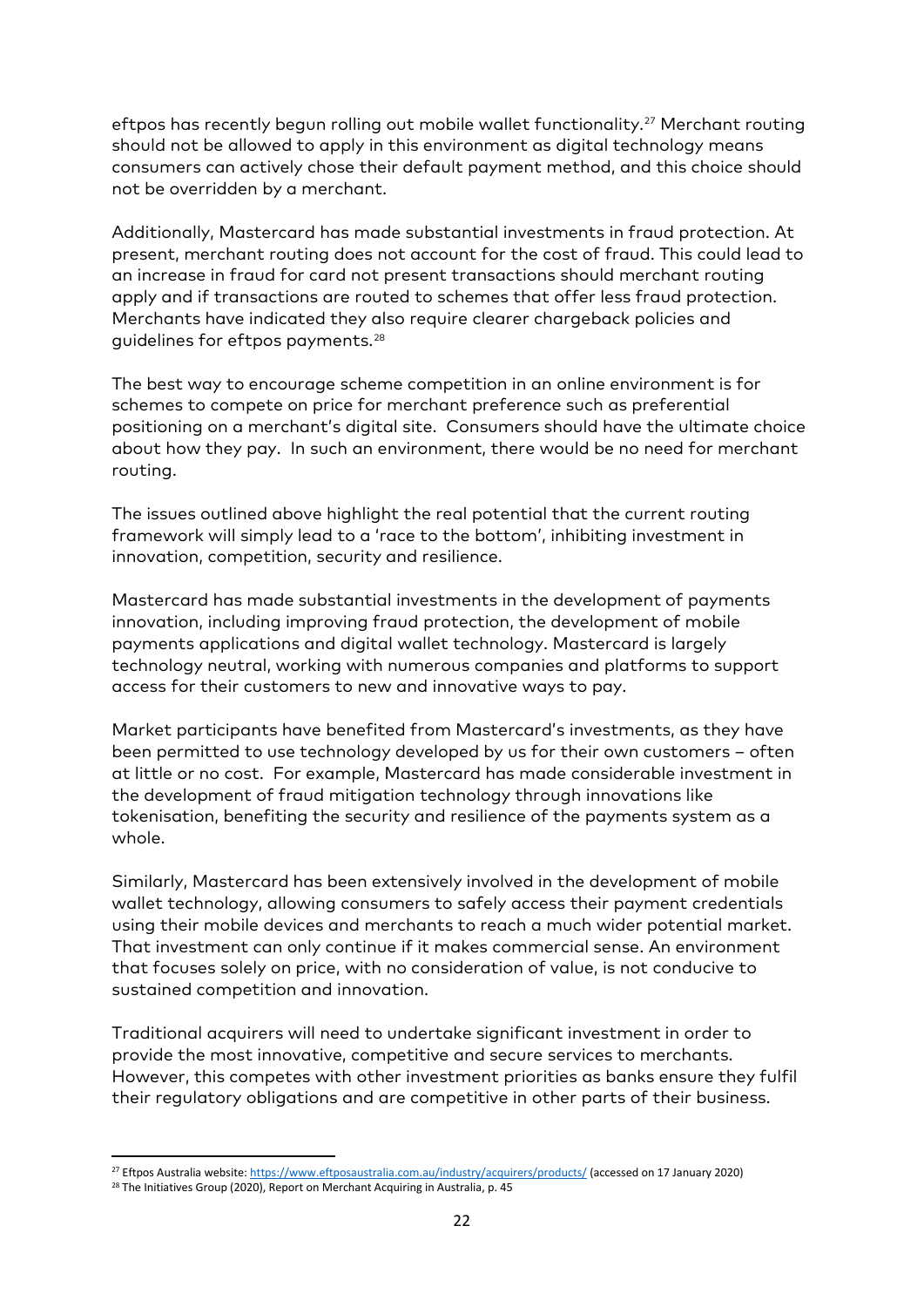eftpos has recently begun rolling out mobile wallet functionality.[27] Merchant routing should not be allowed to apply in this environment as digital technology means consumers can actively chose their default payment method, and this choice should not be overridden by a merchant.

Additionally, Mastercard has made substantial investments in fraud protection. At present, merchant routing does not account for the cost of fraud. This could lead to an increase in fraud for card not present transactions should merchant routing apply and if transactions are routed to schemes that offer less fraud protection. Merchants have indicated they also require clearer chargeback policies and guidelines for eftpos payments.[28]

The best way to encourage scheme competition in an online environment is for schemes to compete on price for merchant preference such as preferential positioning on a merchant's digital site. Consumers should have the ultimate choice about how they pay. In such an environment, there would be no need for merchant routing.

The issues outlined above highlight the real potential that the current routing framework will simply lead to a 'race to the bottom', inhibiting investment in innovation, competition, security and resilience.

Mastercard has made substantial investments in the development of payments innovation, including improving fraud protection, the development of mobile payments applications and digital wallet technology. Mastercard is largely technology neutral, working with numerous companies and platforms to support access for their customers to new and innovative ways to pay.

Market participants have benefited from Mastercard's investments, as they have been permitted to use technology developed by us for their own customers – often at little or no cost. For example, Mastercard has made considerable investment in the development of fraud mitigation technology through innovations like tokenisation, benefiting the security and resilience of the payments system as a whole.

Similarly, Mastercard has been extensively involved in the development of mobile wallet technology, allowing consumers to safely access their payment credentials using their mobile devices and merchants to reach a much wider potential market. That investment can only continue if it makes commercial sense. An environment that focuses solely on price, with no consideration of value, is not conducive to sustained competition and innovation.

Traditional acquirers will need to undertake significant investment in order to provide the most innovative, competitive and secure services to merchants. However, this competes with other investment priorities as banks ensure they fulfil their regulatory obligations and are competitive in other parts of their business.

---

[27] Eftpos Australia website: https://www.eftposaustralia.com.au/industry/acquirers/products/ (accessed on 17 January 2020)

[28] The Initiatives Group (2020), Report on Merchant Acquiring in Australia, p. 45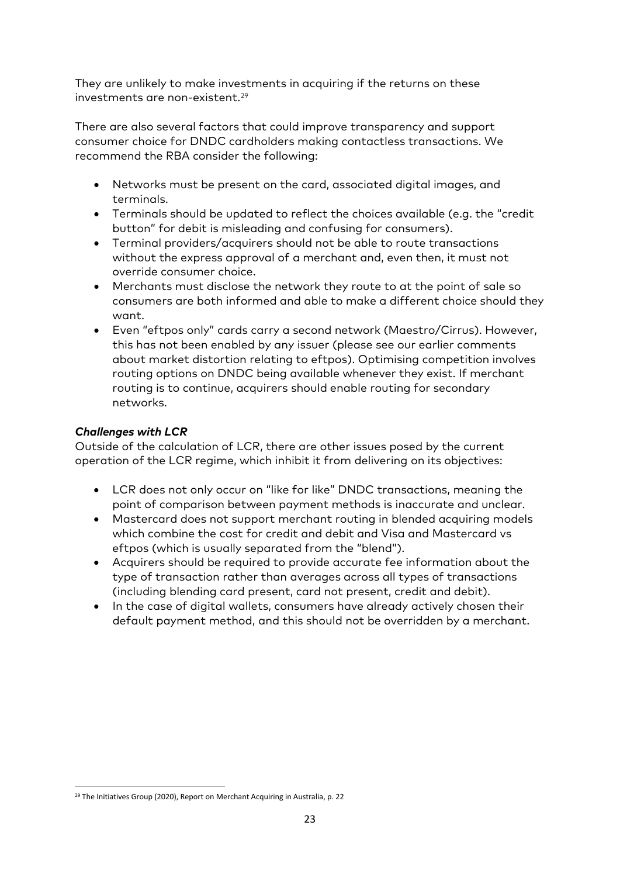They are unlikely to make investments in acquiring if the returns on these investments are non-existent.[29]

There are also several factors that could improve transparency and support consumer choice for DNDC cardholders making contactless transactions. We recommend the RBA consider the following:

- Networks must be present on the card, associated digital images, and terminals.
- Terminals should be updated to reflect the choices available (e.g. the "credit button" for debit is misleading and confusing for consumers).
- Terminal providers/acquirers should not be able to route transactions without the express approval of a merchant and, even then, it must not override consumer choice.
- Merchants must disclose the network they route to at the point of sale so consumers are both informed and able to make a different choice should they want.
- Even "eftpos only" cards carry a second network (Maestro/Cirrus). However, this has not been enabled by any issuer (please see our earlier comments about market distortion relating to eftpos). Optimising competition involves routing options on DNDC being available whenever they exist. If merchant routing is to continue, acquirers should enable routing for secondary networks.

***Challenges with LCR***

Outside of the calculation of LCR, there are other issues posed by the current operation of the LCR regime, which inhibit it from delivering on its objectives:

- LCR does not only occur on "like for like" DNDC transactions, meaning the point of comparison between payment methods is inaccurate and unclear.
- Mastercard does not support merchant routing in blended acquiring models which combine the cost for credit and debit and Visa and Mastercard vs eftpos (which is usually separated from the "blend").
- Acquirers should be required to provide accurate fee information about the type of transaction rather than averages across all types of transactions (including blending card present, card not present, credit and debit).
- In the case of digital wallets, consumers have already actively chosen their default payment method, and this should not be overridden by a merchant.

[29] The Initiatives Group (2020), Report on Merchant Acquiring in Australia, p. 22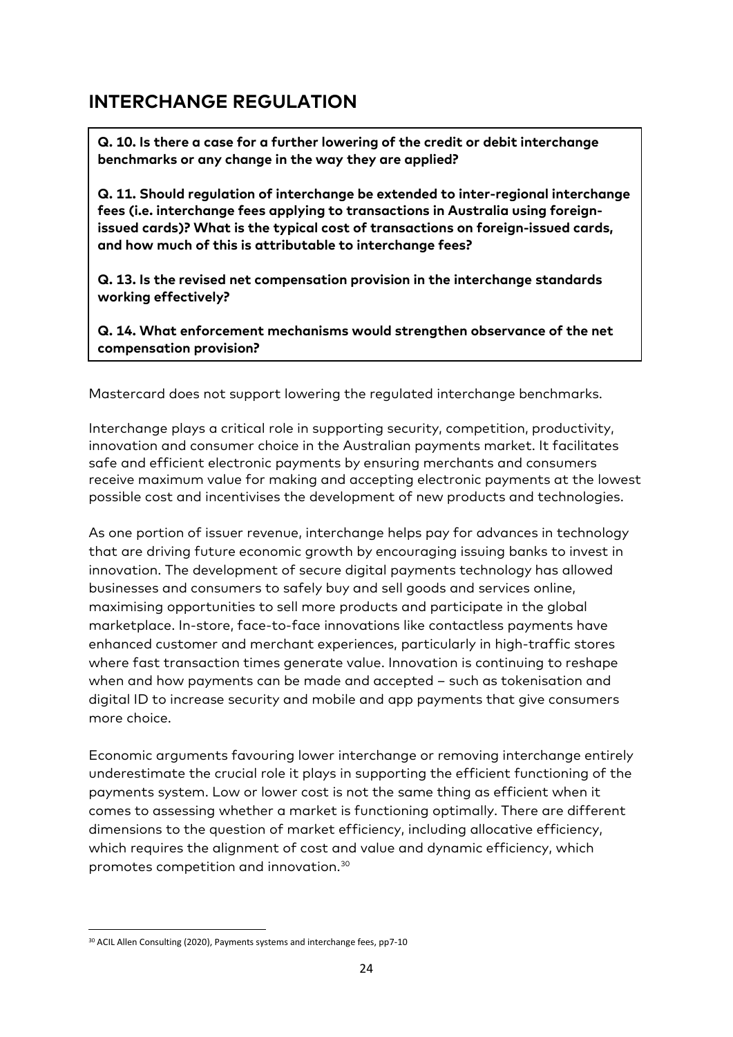## INTERCHANGE REGULATION

**Q. 10. Is there a case for a further lowering of the credit or debit interchange benchmarks or any change in the way they are applied?**

**Q. 11. Should regulation of interchange be extended to inter-regional interchange fees (i.e. interchange fees applying to transactions in Australia using foreign-issued cards)? What is the typical cost of transactions on foreign-issued cards, and how much of this is attributable to interchange fees?**

**Q. 13. Is the revised net compensation provision in the interchange standards working effectively?**

**Q. 14. What enforcement mechanisms would strengthen observance of the net compensation provision?**

Mastercard does not support lowering the regulated interchange benchmarks.

Interchange plays a critical role in supporting security, competition, productivity, innovation and consumer choice in the Australian payments market. It facilitates safe and efficient electronic payments by ensuring merchants and consumers receive maximum value for making and accepting electronic payments at the lowest possible cost and incentivises the development of new products and technologies.

As one portion of issuer revenue, interchange helps pay for advances in technology that are driving future economic growth by encouraging issuing banks to invest in innovation. The development of secure digital payments technology has allowed businesses and consumers to safely buy and sell goods and services online, maximising opportunities to sell more products and participate in the global marketplace. In-store, face-to-face innovations like contactless payments have enhanced customer and merchant experiences, particularly in high-traffic stores where fast transaction times generate value. Innovation is continuing to reshape when and how payments can be made and accepted – such as tokenisation and digital ID to increase security and mobile and app payments that give consumers more choice.

Economic arguments favouring lower interchange or removing interchange entirely underestimate the crucial role it plays in supporting the efficient functioning of the payments system. Low or lower cost is not the same thing as efficient when it comes to assessing whether a market is functioning optimally. There are different dimensions to the question of market efficiency, including allocative efficiency, which requires the alignment of cost and value and dynamic efficiency, which promotes competition and innovation.[30]

---

[30] ACIL Allen Consulting (2020), Payments systems and interchange fees, pp7-10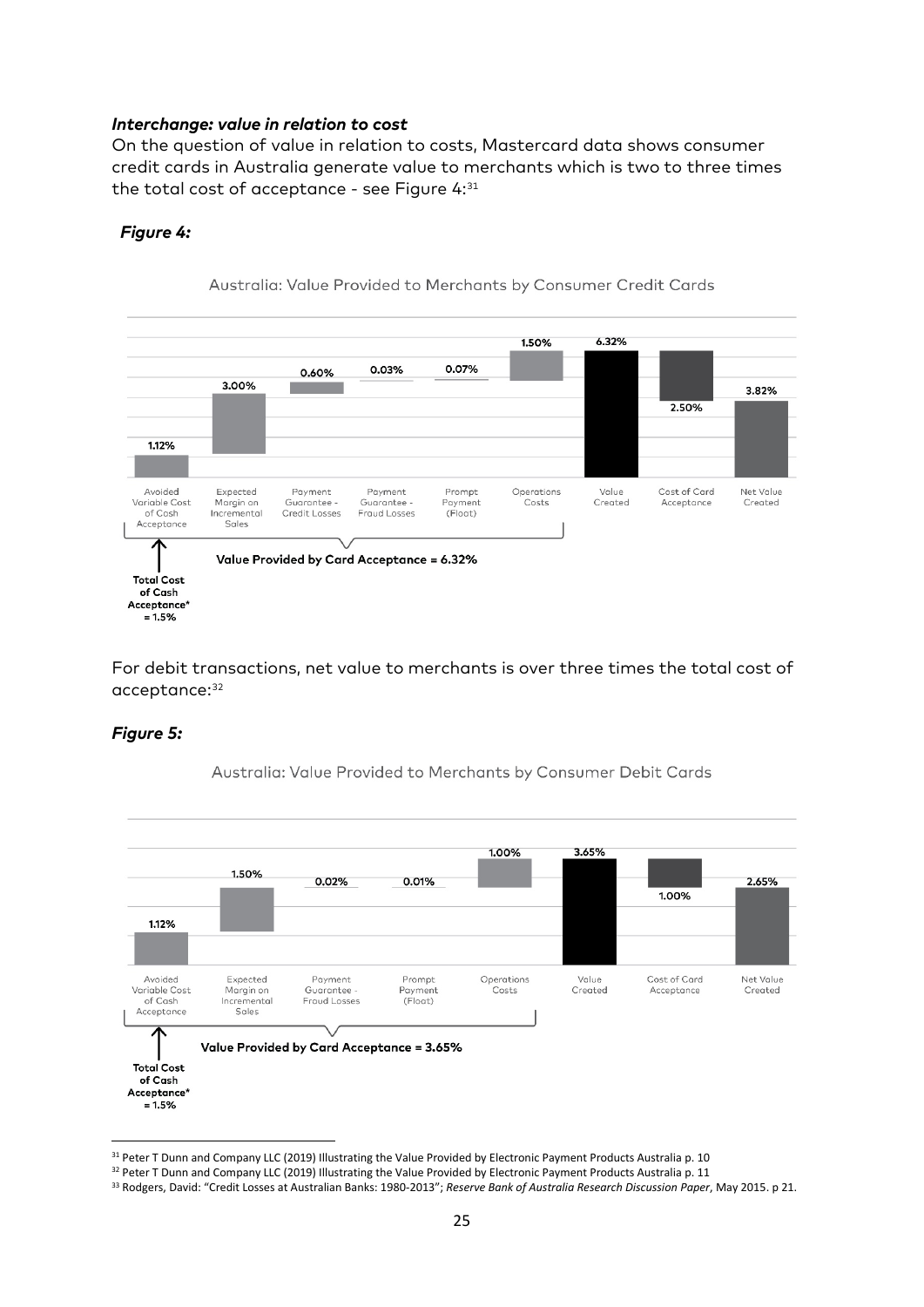***Interchange: value in relation to cost***

On the question of value in relation to costs, Mastercard data shows consumer credit cards in Australia generate value to merchants which is two to three times the total cost of acceptance - see Figure 4:[31]

***Figure 4:***

Australia: Value Provided to Merchants by Consumer Credit Cards

| Avoided Variable Cost of Cash Acceptance | Expected Margin on Incremental Sales | Payment Guarantee - Credit Losses | Payment Guarantee - Fraud Losses | Prompt Payment (Float) | Operations Costs | Value Created | Cost of Card Acceptance | Net Value Created |
|---|---|---|---|---|---|---|---|---|
| 1.12% | 3.00% | 0.60% | 0.03% | 0.07% | 1.50% | 6.32% | 2.50% | 3.82% |

Value Provided by Card Acceptance = 6.32%

Total Cost of Cash Acceptance* = 1.5%

For debit transactions, net value to merchants is over three times the total cost of acceptance:[32]

***Figure 5:***

Australia: Value Provided to Merchants by Consumer Debit Cards

| Avoided Variable Cost of Cash Acceptance | Expected Margin on Incremental Sales | Payment Guarantee - Fraud Losses | Prompt Payment (Float) | Operations Costs | Value Created | Cost of Card Acceptance | Net Value Created |
|---|---|---|---|---|---|---|---|
| 1.12% | 1.50% | 0.02% | 0.01% | 1.00% | 3.65% | 1.00% | 2.65% |

Value Provided by Card Acceptance = 3.65%

Total Cost of Cash Acceptance* = 1.5%

---

[31] Peter T Dunn and Company LLC (2019) Illustrating the Value Provided by Electronic Payment Products Australia p. 10

[32] Peter T Dunn and Company LLC (2019) Illustrating the Value Provided by Electronic Payment Products Australia p. 11

[33] Rodgers, David: "Credit Losses at Australian Banks: 1980-2013"; *Reserve Bank of Australia Research Discussion Paper*, May 2015. p 21.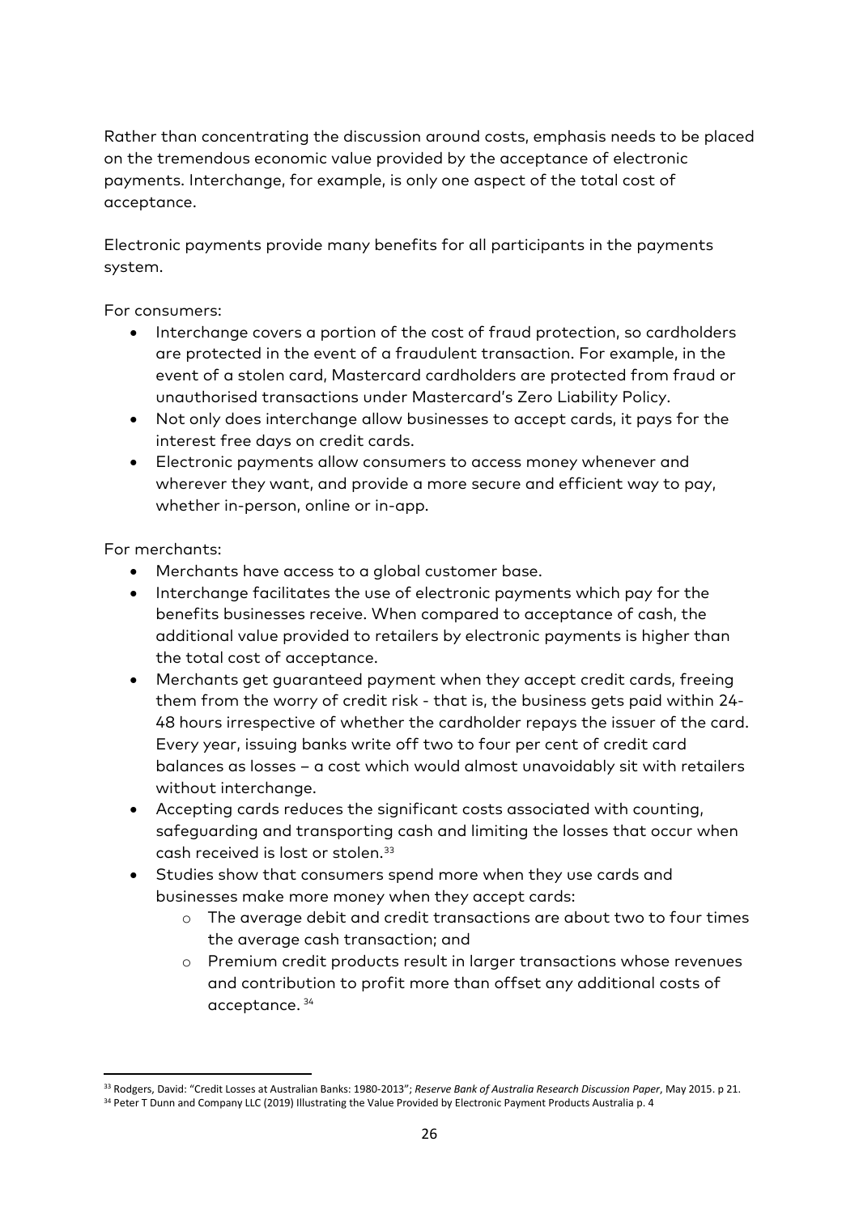Rather than concentrating the discussion around costs, emphasis needs to be placed on the tremendous economic value provided by the acceptance of electronic payments. Interchange, for example, is only one aspect of the total cost of acceptance.

Electronic payments provide many benefits for all participants in the payments system.

For consumers:

- Interchange covers a portion of the cost of fraud protection, so cardholders are protected in the event of a fraudulent transaction. For example, in the event of a stolen card, Mastercard cardholders are protected from fraud or unauthorised transactions under Mastercard's Zero Liability Policy.
- Not only does interchange allow businesses to accept cards, it pays for the interest free days on credit cards.
- Electronic payments allow consumers to access money whenever and wherever they want, and provide a more secure and efficient way to pay, whether in-person, online or in-app.

For merchants:

- Merchants have access to a global customer base.
- Interchange facilitates the use of electronic payments which pay for the benefits businesses receive. When compared to acceptance of cash, the additional value provided to retailers by electronic payments is higher than the total cost of acceptance.
- Merchants get guaranteed payment when they accept credit cards, freeing them from the worry of credit risk - that is, the business gets paid within 24-48 hours irrespective of whether the cardholder repays the issuer of the card. Every year, issuing banks write off two to four per cent of credit card balances as losses – a cost which would almost unavoidably sit with retailers without interchange.
- Accepting cards reduces the significant costs associated with counting, safeguarding and transporting cash and limiting the losses that occur when cash received is lost or stolen.[33]
- Studies show that consumers spend more when they use cards and businesses make more money when they accept cards:
  - The average debit and credit transactions are about two to four times the average cash transaction; and
  - Premium credit products result in larger transactions whose revenues and contribution to profit more than offset any additional costs of acceptance.[34]

---

[33] Rodgers, David: "Credit Losses at Australian Banks: 1980-2013"; *Reserve Bank of Australia Research Discussion Paper*, May 2015. p 21.

[34] Peter T Dunn and Company LLC (2019) Illustrating the Value Provided by Electronic Payment Products Australia p. 4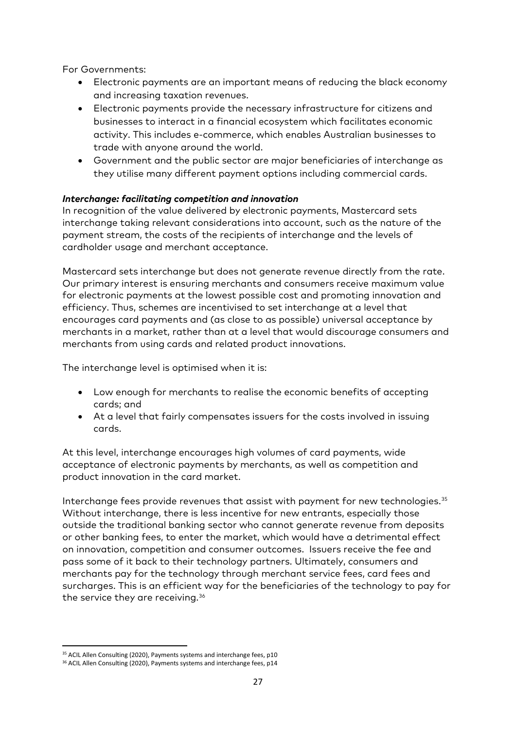For Governments:

- Electronic payments are an important means of reducing the black economy and increasing taxation revenues.
- Electronic payments provide the necessary infrastructure for citizens and businesses to interact in a financial ecosystem which facilitates economic activity. This includes e-commerce, which enables Australian businesses to trade with anyone around the world.
- Government and the public sector are major beneficiaries of interchange as they utilise many different payment options including commercial cards.

***Interchange: facilitating competition and innovation***

In recognition of the value delivered by electronic payments, Mastercard sets interchange taking relevant considerations into account, such as the nature of the payment stream, the costs of the recipients of interchange and the levels of cardholder usage and merchant acceptance.

Mastercard sets interchange but does not generate revenue directly from the rate. Our primary interest is ensuring merchants and consumers receive maximum value for electronic payments at the lowest possible cost and promoting innovation and efficiency. Thus, schemes are incentivised to set interchange at a level that encourages card payments and (as close to as possible) universal acceptance by merchants in a market, rather than at a level that would discourage consumers and merchants from using cards and related product innovations.

The interchange level is optimised when it is:

- Low enough for merchants to realise the economic benefits of accepting cards; and
- At a level that fairly compensates issuers for the costs involved in issuing cards.

At this level, interchange encourages high volumes of card payments, wide acceptance of electronic payments by merchants, as well as competition and product innovation in the card market.

Interchange fees provide revenues that assist with payment for new technologies.[35] Without interchange, there is less incentive for new entrants, especially those outside the traditional banking sector who cannot generate revenue from deposits or other banking fees, to enter the market, which would have a detrimental effect on innovation, competition and consumer outcomes. Issuers receive the fee and pass some of it back to their technology partners. Ultimately, consumers and merchants pay for the technology through merchant service fees, card fees and surcharges. This is an efficient way for the beneficiaries of the technology to pay for the service they are receiving.[36]

---

[35] ACIL Allen Consulting (2020), Payments systems and interchange fees, p10

[36] ACIL Allen Consulting (2020), Payments systems and interchange fees, p14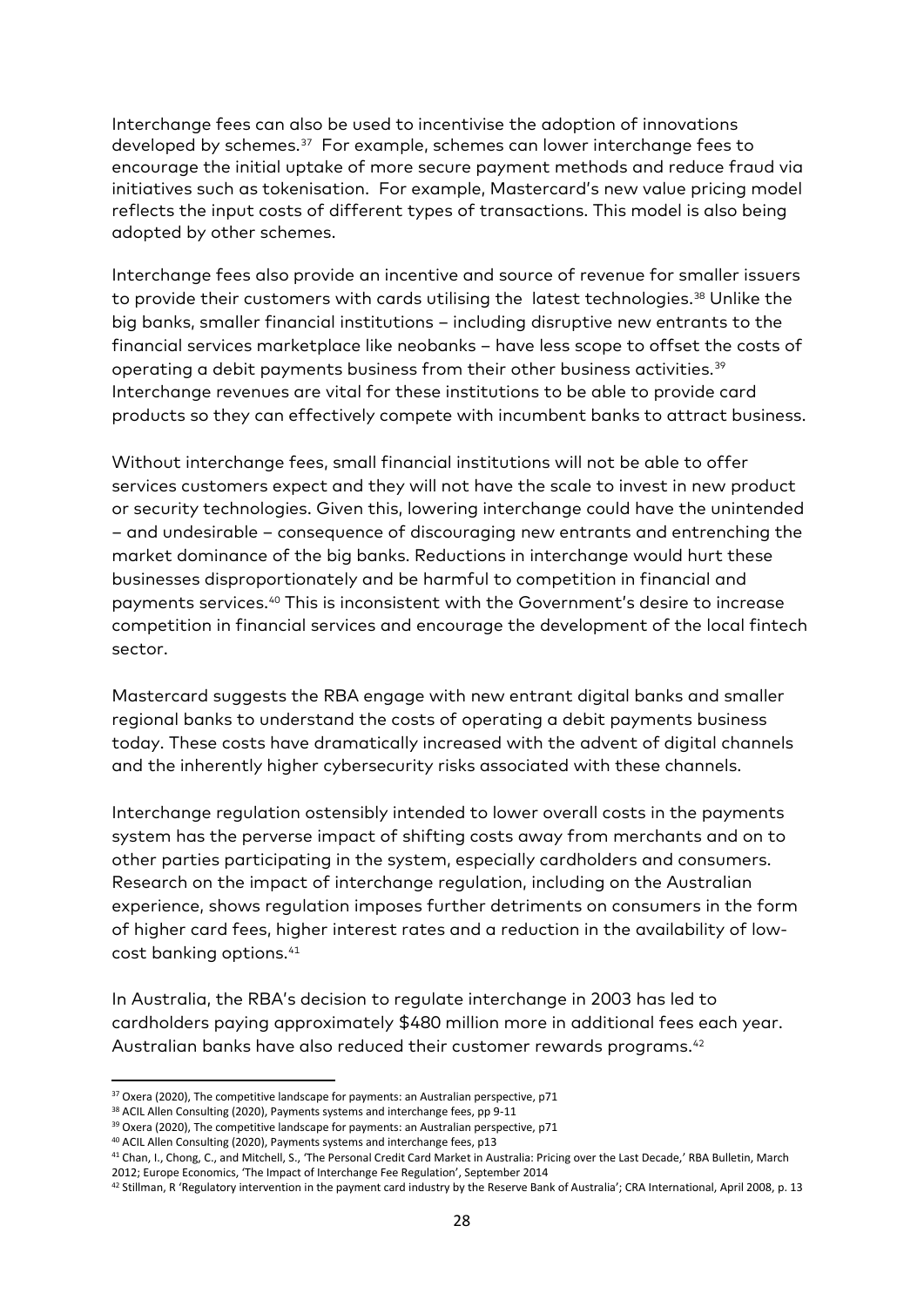Interchange fees can also be used to incentivise the adoption of innovations developed by schemes.[37] For example, schemes can lower interchange fees to encourage the initial uptake of more secure payment methods and reduce fraud via initiatives such as tokenisation. For example, Mastercard's new value pricing model reflects the input costs of different types of transactions. This model is also being adopted by other schemes.

Interchange fees also provide an incentive and source of revenue for smaller issuers to provide their customers with cards utilising the latest technologies.[38] Unlike the big banks, smaller financial institutions – including disruptive new entrants to the financial services marketplace like neobanks – have less scope to offset the costs of operating a debit payments business from their other business activities.[39] Interchange revenues are vital for these institutions to be able to provide card products so they can effectively compete with incumbent banks to attract business.

Without interchange fees, small financial institutions will not be able to offer services customers expect and they will not have the scale to invest in new product or security technologies. Given this, lowering interchange could have the unintended – and undesirable – consequence of discouraging new entrants and entrenching the market dominance of the big banks. Reductions in interchange would hurt these businesses disproportionately and be harmful to competition in financial and payments services.[40] This is inconsistent with the Government's desire to increase competition in financial services and encourage the development of the local fintech sector.

Mastercard suggests the RBA engage with new entrant digital banks and smaller regional banks to understand the costs of operating a debit payments business today. These costs have dramatically increased with the advent of digital channels and the inherently higher cybersecurity risks associated with these channels.

Interchange regulation ostensibly intended to lower overall costs in the payments system has the perverse impact of shifting costs away from merchants and on to other parties participating in the system, especially cardholders and consumers. Research on the impact of interchange regulation, including on the Australian experience, shows regulation imposes further detriments on consumers in the form of higher card fees, higher interest rates and a reduction in the availability of low-cost banking options.[41]

In Australia, the RBA's decision to regulate interchange in 2003 has led to cardholders paying approximately $480 million more in additional fees each year. Australian banks have also reduced their customer rewards programs.[42]

---

[37] Oxera (2020), The competitive landscape for payments: an Australian perspective, p71

[38] ACIL Allen Consulting (2020), Payments systems and interchange fees, pp 9-11

[39] Oxera (2020), The competitive landscape for payments: an Australian perspective, p71

[40] ACIL Allen Consulting (2020), Payments systems and interchange fees, p13

[41] Chan, I., Chong, C., and Mitchell, S., 'The Personal Credit Card Market in Australia: Pricing over the Last Decade,' RBA Bulletin, March 2012; Europe Economics, 'The Impact of Interchange Fee Regulation', September 2014

[42] Stillman, R 'Regulatory intervention in the payment card industry by the Reserve Bank of Australia'; CRA International, April 2008, p. 13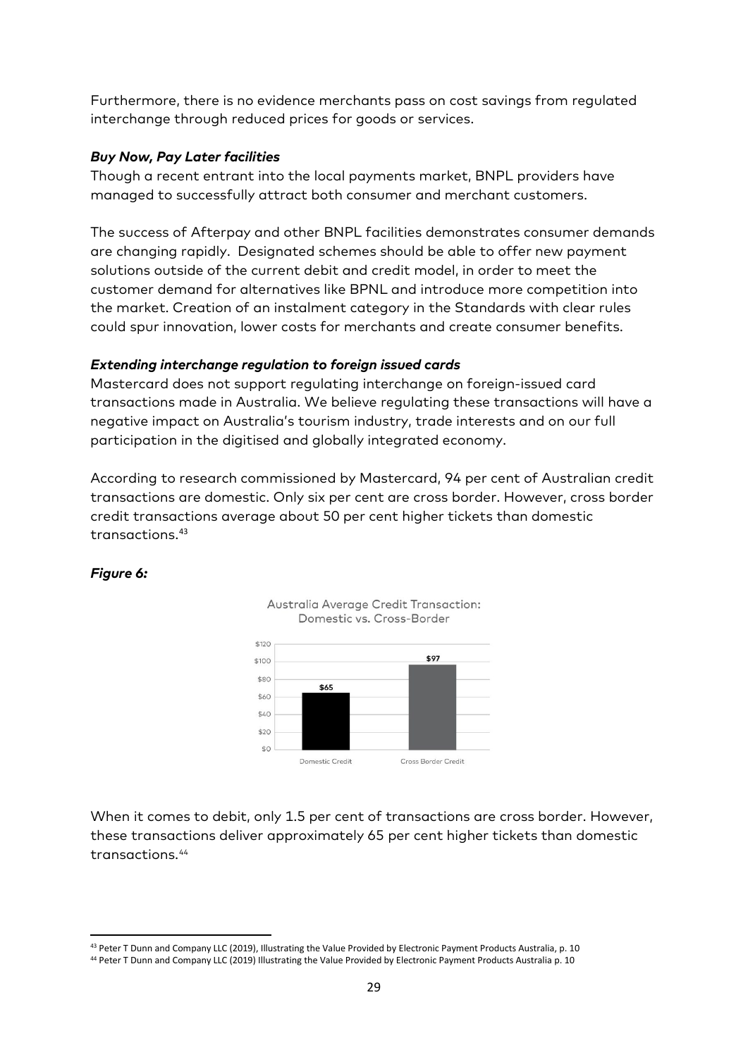Furthermore, there is no evidence merchants pass on cost savings from regulated interchange through reduced prices for goods or services.

***Buy Now, Pay Later facilities***

Though a recent entrant into the local payments market, BNPL providers have managed to successfully attract both consumer and merchant customers.

The success of Afterpay and other BNPL facilities demonstrates consumer demands are changing rapidly. Designated schemes should be able to offer new payment solutions outside of the current debit and credit model, in order to meet the customer demand for alternatives like BPNL and introduce more competition into the market. Creation of an instalment category in the Standards with clear rules could spur innovation, lower costs for merchants and create consumer benefits.

***Extending interchange regulation to foreign issued cards***

Mastercard does not support regulating interchange on foreign-issued card transactions made in Australia. We believe regulating these transactions will have a negative impact on Australia's tourism industry, trade interests and on our full participation in the digitised and globally integrated economy.

According to research commissioned by Mastercard, 94 per cent of Australian credit transactions are domestic. Only six per cent are cross border. However, cross border credit transactions average about 50 per cent higher tickets than domestic transactions.[43]

***Figure 6:***

Australia Average Credit Transaction: Domestic vs. Cross-Border

| | Domestic Credit | Cross Border Credit |
|---|---|---|
| Average transaction | $65 | $97 |

When it comes to debit, only 1.5 per cent of transactions are cross border. However, these transactions deliver approximately 65 per cent higher tickets than domestic transactions.[44]

---

[43] Peter T Dunn and Company LLC (2019), Illustrating the Value Provided by Electronic Payment Products Australia, p. 10

[44] Peter T Dunn and Company LLC (2019) Illustrating the Value Provided by Electronic Payment Products Australia p. 10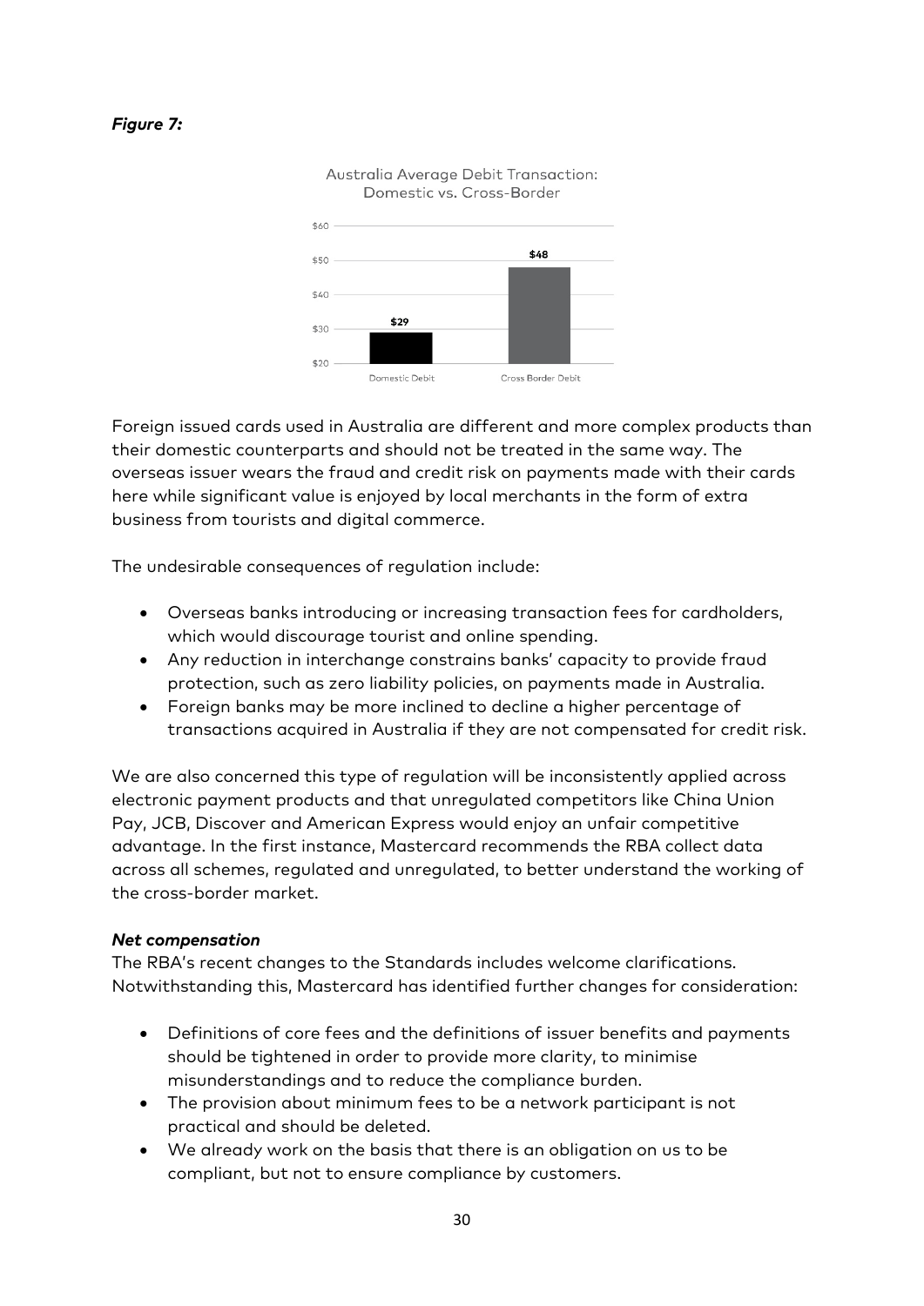***Figure 7:***

Australia Average Debit Transaction: Domestic vs. Cross-Border

| | Domestic Debit | Cross Border Debit |
|---|---|---|
| Average transaction | $29 | $48 |

Foreign issued cards used in Australia are different and more complex products than their domestic counterparts and should not be treated in the same way. The overseas issuer wears the fraud and credit risk on payments made with their cards here while significant value is enjoyed by local merchants in the form of extra business from tourists and digital commerce.

The undesirable consequences of regulation include:

- Overseas banks introducing or increasing transaction fees for cardholders, which would discourage tourist and online spending.
- Any reduction in interchange constrains banks' capacity to provide fraud protection, such as zero liability policies, on payments made in Australia.
- Foreign banks may be more inclined to decline a higher percentage of transactions acquired in Australia if they are not compensated for credit risk.

We are also concerned this type of regulation will be inconsistently applied across electronic payment products and that unregulated competitors like China Union Pay, JCB, Discover and American Express would enjoy an unfair competitive advantage. In the first instance, Mastercard recommends the RBA collect data across all schemes, regulated and unregulated, to better understand the working of the cross-border market.

***Net compensation***

The RBA's recent changes to the Standards includes welcome clarifications. Notwithstanding this, Mastercard has identified further changes for consideration:

- Definitions of core fees and the definitions of issuer benefits and payments should be tightened in order to provide more clarity, to minimise misunderstandings and to reduce the compliance burden.
- The provision about minimum fees to be a network participant is not practical and should be deleted.
- We already work on the basis that there is an obligation on us to be compliant, but not to ensure compliance by customers.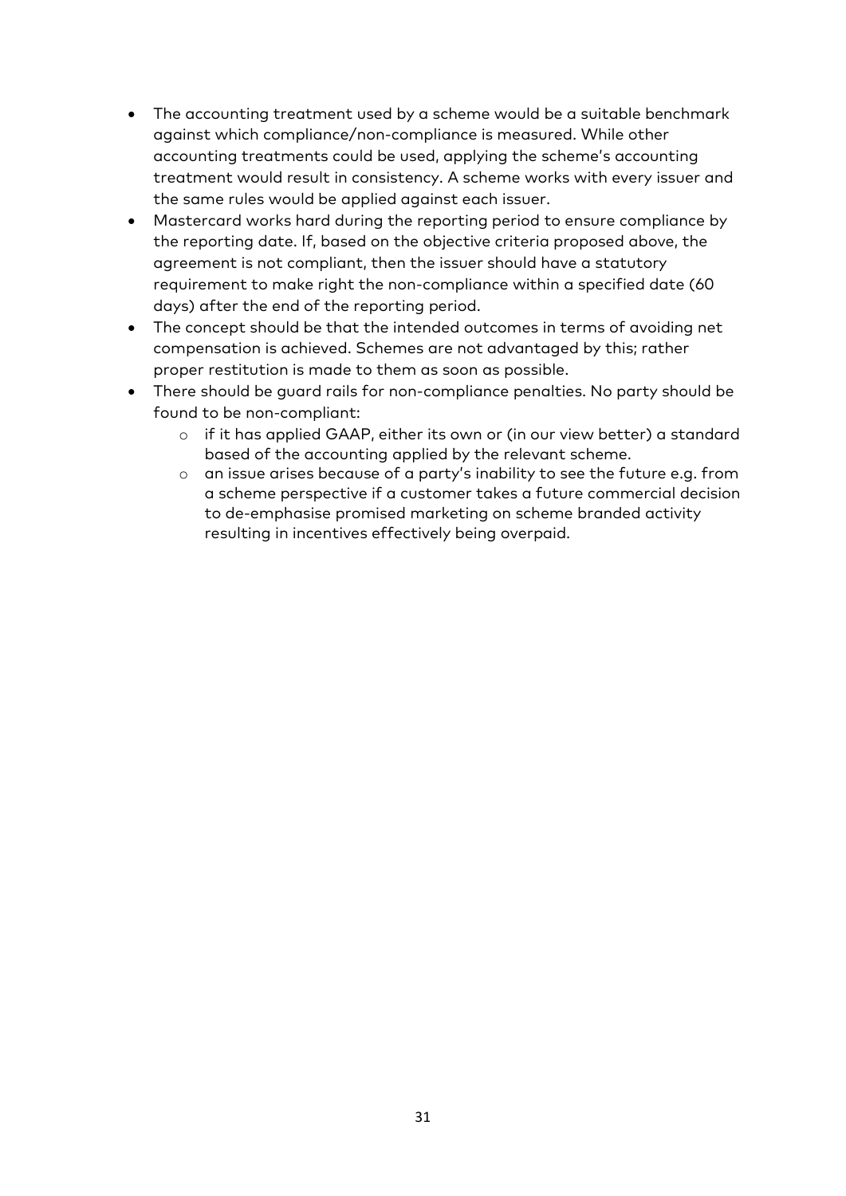- The accounting treatment used by a scheme would be a suitable benchmark against which compliance/non-compliance is measured. While other accounting treatments could be used, applying the scheme's accounting treatment would result in consistency. A scheme works with every issuer and the same rules would be applied against each issuer.
- Mastercard works hard during the reporting period to ensure compliance by the reporting date. If, based on the objective criteria proposed above, the agreement is not compliant, then the issuer should have a statutory requirement to make right the non-compliance within a specified date (60 days) after the end of the reporting period.
- The concept should be that the intended outcomes in terms of avoiding net compensation is achieved. Schemes are not advantaged by this; rather proper restitution is made to them as soon as possible.
- There should be guard rails for non-compliance penalties. No party should be found to be non-compliant:
    - if it has applied GAAP, either its own or (in our view better) a standard based of the accounting applied by the relevant scheme.
    - an issue arises because of a party's inability to see the future e.g. from a scheme perspective if a customer takes a future commercial decision to de-emphasise promised marketing on scheme branded activity resulting in incentives effectively being overpaid.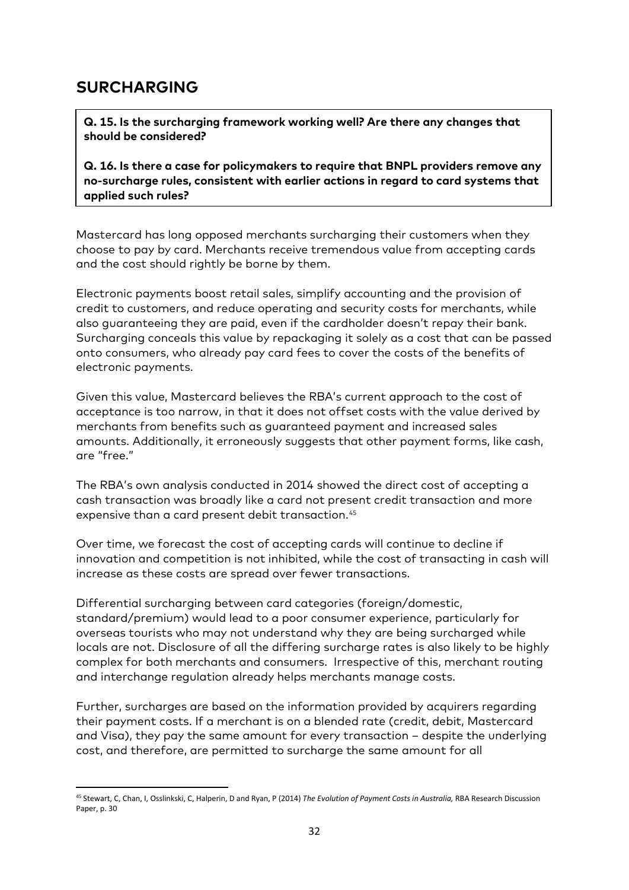## SURCHARGING

**Q. 15. Is the surcharging framework working well? Are there any changes that should be considered?**

**Q. 16. Is there a case for policymakers to require that BNPL providers remove any no-surcharge rules, consistent with earlier actions in regard to card systems that applied such rules?**

Mastercard has long opposed merchants surcharging their customers when they choose to pay by card. Merchants receive tremendous value from accepting cards and the cost should rightly be borne by them.

Electronic payments boost retail sales, simplify accounting and the provision of credit to customers, and reduce operating and security costs for merchants, while also guaranteeing they are paid, even if the cardholder doesn't repay their bank. Surcharging conceals this value by repackaging it solely as a cost that can be passed onto consumers, who already pay card fees to cover the costs of the benefits of electronic payments.

Given this value, Mastercard believes the RBA's current approach to the cost of acceptance is too narrow, in that it does not offset costs with the value derived by merchants from benefits such as guaranteed payment and increased sales amounts. Additionally, it erroneously suggests that other payment forms, like cash, are "free."

The RBA's own analysis conducted in 2014 showed the direct cost of accepting a cash transaction was broadly like a card not present credit transaction and more expensive than a card present debit transaction.[45]

Over time, we forecast the cost of accepting cards will continue to decline if innovation and competition is not inhibited, while the cost of transacting in cash will increase as these costs are spread over fewer transactions.

Differential surcharging between card categories (foreign/domestic, standard/premium) would lead to a poor consumer experience, particularly for overseas tourists who may not understand why they are being surcharged while locals are not. Disclosure of all the differing surcharge rates is also likely to be highly complex for both merchants and consumers. Irrespective of this, merchant routing and interchange regulation already helps merchants manage costs.

Further, surcharges are based on the information provided by acquirers regarding their payment costs. If a merchant is on a blended rate (credit, debit, Mastercard and Visa), they pay the same amount for every transaction – despite the underlying cost, and therefore, are permitted to surcharge the same amount for all

---

[45] Stewart, C, Chan, I, Osslinkski, C, Halperin, D and Ryan, P (2014) *The Evolution of Payment Costs in Australia,* RBA Research Discussion Paper, p. 30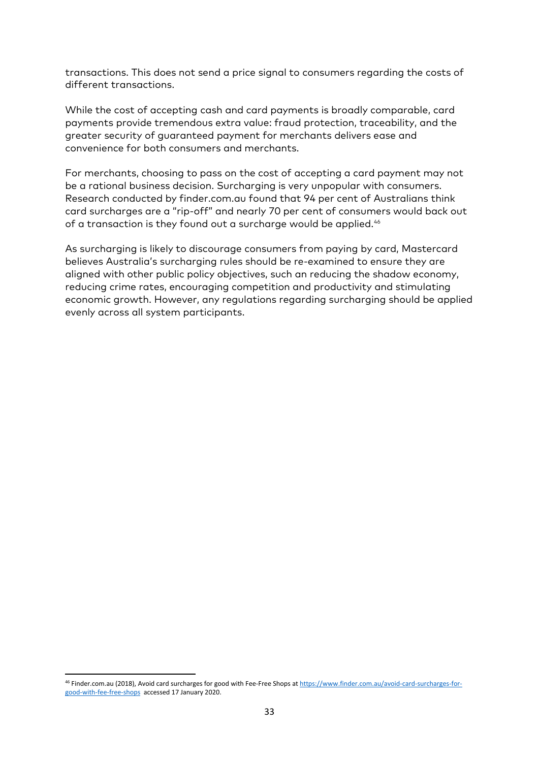transactions. This does not send a price signal to consumers regarding the costs of different transactions.

While the cost of accepting cash and card payments is broadly comparable, card payments provide tremendous extra value: fraud protection, traceability, and the greater security of guaranteed payment for merchants delivers ease and convenience for both consumers and merchants.

For merchants, choosing to pass on the cost of accepting a card payment may not be a rational business decision. Surcharging is very unpopular with consumers. Research conducted by finder.com.au found that 94 per cent of Australians think card surcharges are a "rip-off" and nearly 70 per cent of consumers would back out of a transaction is they found out a surcharge would be applied.[46]

As surcharging is likely to discourage consumers from paying by card, Mastercard believes Australia's surcharging rules should be re-examined to ensure they are aligned with other public policy objectives, such an reducing the shadow economy, reducing crime rates, encouraging competition and productivity and stimulating economic growth. However, any regulations regarding surcharging should be applied evenly across all system participants.

[46] Finder.com.au (2018), Avoid card surcharges for good with Fee-Free Shops at https://www.finder.com.au/avoid-card-surcharges-for-good-with-fee-free-shops accessed 17 January 2020.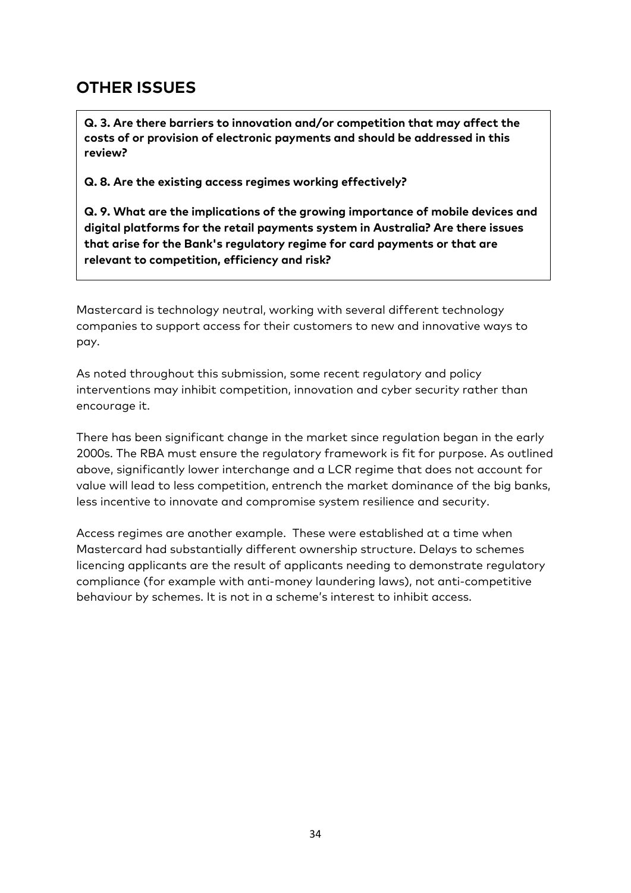## OTHER ISSUES

> **Q. 3. Are there barriers to innovation and/or competition that may affect the costs of or provision of electronic payments and should be addressed in this review?**
>
> **Q. 8. Are the existing access regimes working effectively?**
>
> **Q. 9. What are the implications of the growing importance of mobile devices and digital platforms for the retail payments system in Australia? Are there issues that arise for the Bank's regulatory regime for card payments or that are relevant to competition, efficiency and risk?**

Mastercard is technology neutral, working with several different technology companies to support access for their customers to new and innovative ways to pay.

As noted throughout this submission, some recent regulatory and policy interventions may inhibit competition, innovation and cyber security rather than encourage it.

There has been significant change in the market since regulation began in the early 2000s. The RBA must ensure the regulatory framework is fit for purpose. As outlined above, significantly lower interchange and a LCR regime that does not account for value will lead to less competition, entrench the market dominance of the big banks, less incentive to innovate and compromise system resilience and security.

Access regimes are another example. These were established at a time when Mastercard had substantially different ownership structure. Delays to schemes licencing applicants are the result of applicants needing to demonstrate regulatory compliance (for example with anti-money laundering laws), not anti-competitive behaviour by schemes. It is not in a scheme's interest to inhibit access.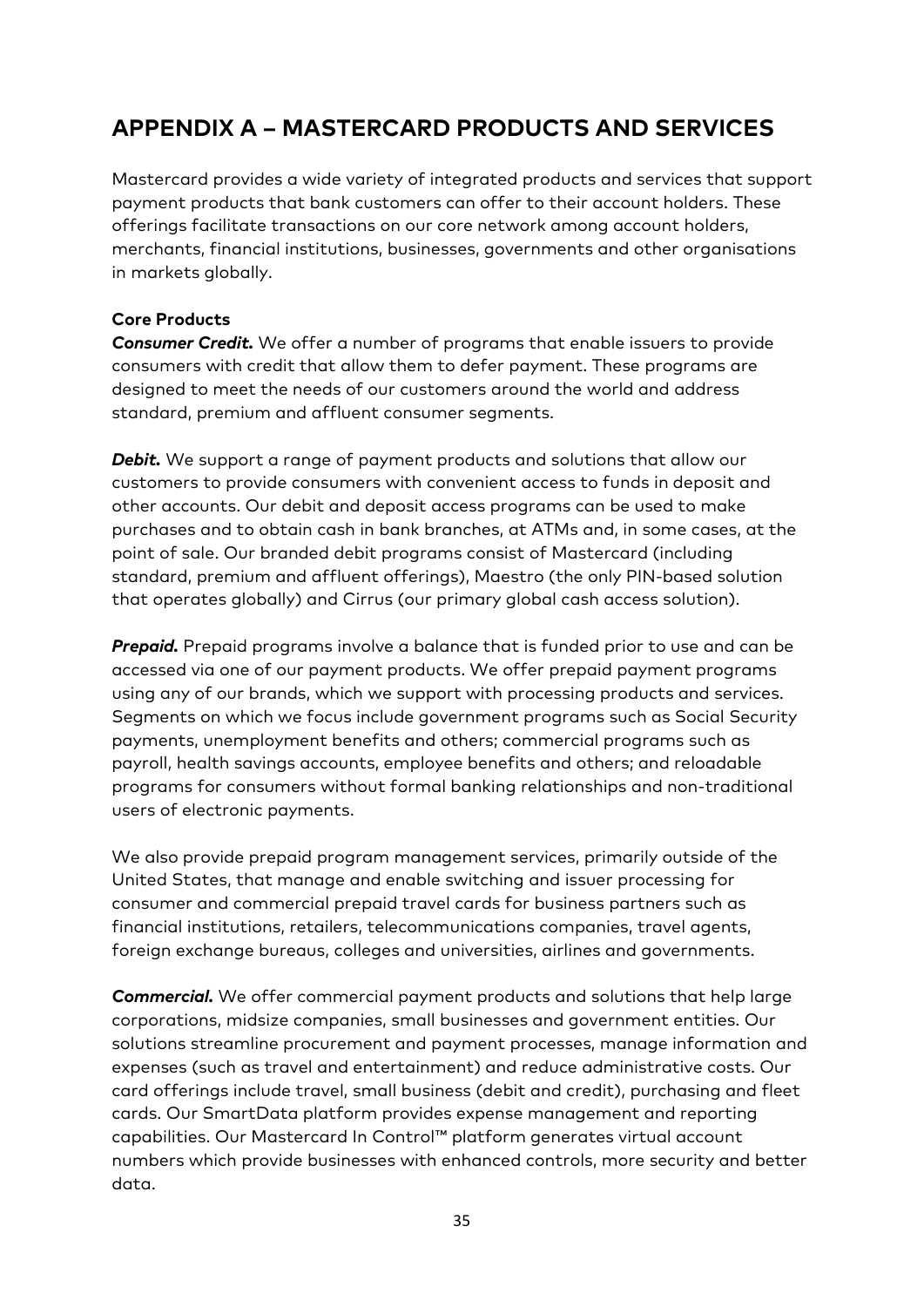# APPENDIX A – MASTERCARD PRODUCTS AND SERVICES

Mastercard provides a wide variety of integrated products and services that support payment products that bank customers can offer to their account holders. These offerings facilitate transactions on our core network among account holders, merchants, financial institutions, businesses, governments and other organisations in markets globally.

**Core Products**

***Consumer Credit.*** We offer a number of programs that enable issuers to provide consumers with credit that allow them to defer payment. These programs are designed to meet the needs of our customers around the world and address standard, premium and affluent consumer segments.

***Debit.*** We support a range of payment products and solutions that allow our customers to provide consumers with convenient access to funds in deposit and other accounts. Our debit and deposit access programs can be used to make purchases and to obtain cash in bank branches, at ATMs and, in some cases, at the point of sale. Our branded debit programs consist of Mastercard (including standard, premium and affluent offerings), Maestro (the only PIN-based solution that operates globally) and Cirrus (our primary global cash access solution).

***Prepaid.*** Prepaid programs involve a balance that is funded prior to use and can be accessed via one of our payment products. We offer prepaid payment programs using any of our brands, which we support with processing products and services. Segments on which we focus include government programs such as Social Security payments, unemployment benefits and others; commercial programs such as payroll, health savings accounts, employee benefits and others; and reloadable programs for consumers without formal banking relationships and non-traditional users of electronic payments.

We also provide prepaid program management services, primarily outside of the United States, that manage and enable switching and issuer processing for consumer and commercial prepaid travel cards for business partners such as financial institutions, retailers, telecommunications companies, travel agents, foreign exchange bureaus, colleges and universities, airlines and governments.

***Commercial.*** We offer commercial payment products and solutions that help large corporations, midsize companies, small businesses and government entities. Our solutions streamline procurement and payment processes, manage information and expenses (such as travel and entertainment) and reduce administrative costs. Our card offerings include travel, small business (debit and credit), purchasing and fleet cards. Our SmartData platform provides expense management and reporting capabilities. Our Mastercard In Control™ platform generates virtual account numbers which provide businesses with enhanced controls, more security and better data.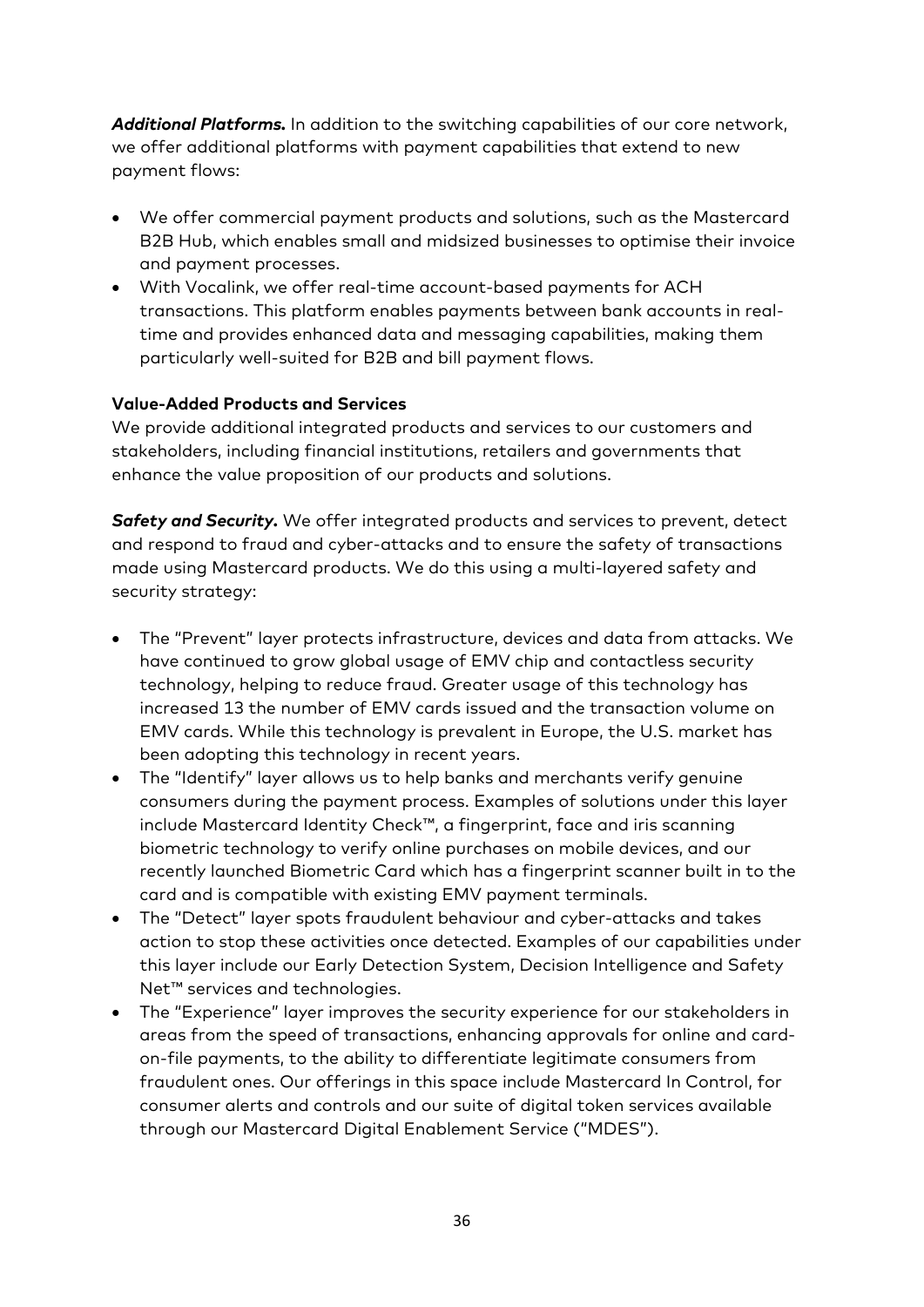***Additional Platforms.*** In addition to the switching capabilities of our core network, we offer additional platforms with payment capabilities that extend to new payment flows:

- We offer commercial payment products and solutions, such as the Mastercard B2B Hub, which enables small and midsized businesses to optimise their invoice and payment processes.
- With Vocalink, we offer real-time account-based payments for ACH transactions. This platform enables payments between bank accounts in real-time and provides enhanced data and messaging capabilities, making them particularly well-suited for B2B and bill payment flows.

**Value-Added Products and Services**

We provide additional integrated products and services to our customers and stakeholders, including financial institutions, retailers and governments that enhance the value proposition of our products and solutions.

***Safety and Security.*** We offer integrated products and services to prevent, detect and respond to fraud and cyber-attacks and to ensure the safety of transactions made using Mastercard products. We do this using a multi-layered safety and security strategy:

- The "Prevent" layer protects infrastructure, devices and data from attacks. We have continued to grow global usage of EMV chip and contactless security technology, helping to reduce fraud. Greater usage of this technology has increased 13 the number of EMV cards issued and the transaction volume on EMV cards. While this technology is prevalent in Europe, the U.S. market has been adopting this technology in recent years.
- The "Identify" layer allows us to help banks and merchants verify genuine consumers during the payment process. Examples of solutions under this layer include Mastercard Identity Check™, a fingerprint, face and iris scanning biometric technology to verify online purchases on mobile devices, and our recently launched Biometric Card which has a fingerprint scanner built in to the card and is compatible with existing EMV payment terminals.
- The "Detect" layer spots fraudulent behaviour and cyber-attacks and takes action to stop these activities once detected. Examples of our capabilities under this layer include our Early Detection System, Decision Intelligence and Safety Net™ services and technologies.
- The "Experience" layer improves the security experience for our stakeholders in areas from the speed of transactions, enhancing approvals for online and card-on-file payments, to the ability to differentiate legitimate consumers from fraudulent ones. Our offerings in this space include Mastercard In Control, for consumer alerts and controls and our suite of digital token services available through our Mastercard Digital Enablement Service ("MDES").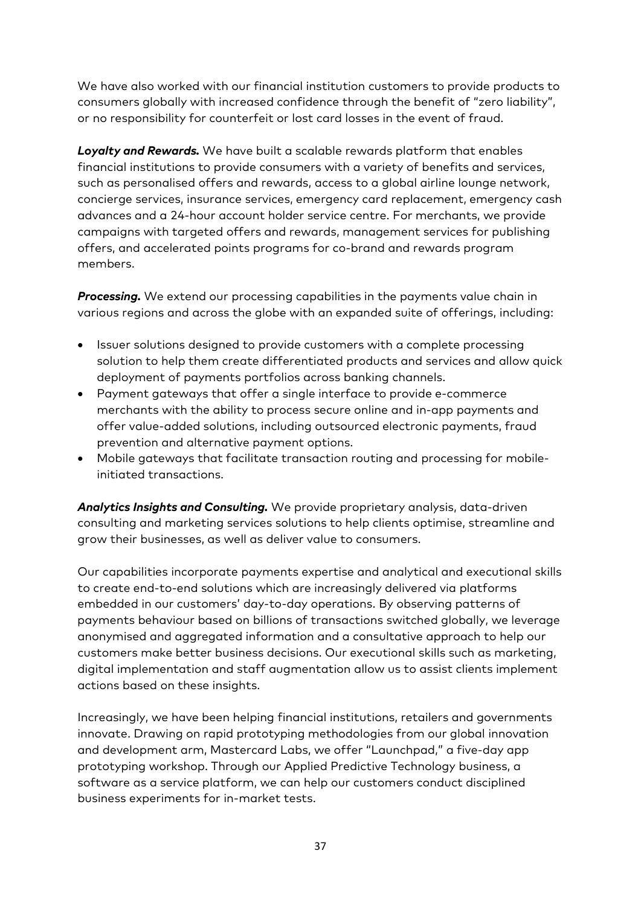We have also worked with our financial institution customers to provide products to consumers globally with increased confidence through the benefit of "zero liability", or no responsibility for counterfeit or lost card losses in the event of fraud.

***Loyalty and Rewards.*** We have built a scalable rewards platform that enables financial institutions to provide consumers with a variety of benefits and services, such as personalised offers and rewards, access to a global airline lounge network, concierge services, insurance services, emergency card replacement, emergency cash advances and a 24-hour account holder service centre. For merchants, we provide campaigns with targeted offers and rewards, management services for publishing offers, and accelerated points programs for co-brand and rewards program members.

***Processing.*** We extend our processing capabilities in the payments value chain in various regions and across the globe with an expanded suite of offerings, including:

- Issuer solutions designed to provide customers with a complete processing solution to help them create differentiated products and services and allow quick deployment of payments portfolios across banking channels.
- Payment gateways that offer a single interface to provide e-commerce merchants with the ability to process secure online and in-app payments and offer value-added solutions, including outsourced electronic payments, fraud prevention and alternative payment options.
- Mobile gateways that facilitate transaction routing and processing for mobile-initiated transactions.

***Analytics Insights and Consulting.*** We provide proprietary analysis, data-driven consulting and marketing services solutions to help clients optimise, streamline and grow their businesses, as well as deliver value to consumers.

Our capabilities incorporate payments expertise and analytical and executional skills to create end-to-end solutions which are increasingly delivered via platforms embedded in our customers' day-to-day operations. By observing patterns of payments behaviour based on billions of transactions switched globally, we leverage anonymised and aggregated information and a consultative approach to help our customers make better business decisions. Our executional skills such as marketing, digital implementation and staff augmentation allow us to assist clients implement actions based on these insights.

Increasingly, we have been helping financial institutions, retailers and governments innovate. Drawing on rapid prototyping methodologies from our global innovation and development arm, Mastercard Labs, we offer "Launchpad," a five-day app prototyping workshop. Through our Applied Predictive Technology business, a software as a service platform, we can help our customers conduct disciplined business experiments for in-market tests.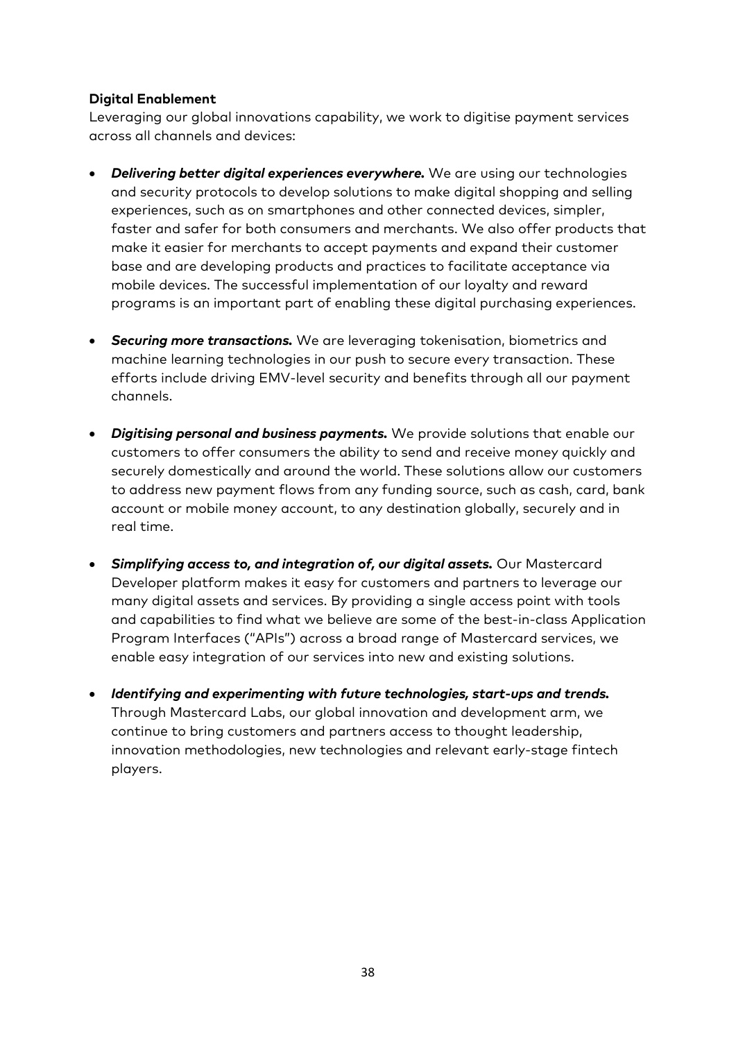**Digital Enablement**

Leveraging our global innovations capability, we work to digitise payment services across all channels and devices:

- ***Delivering better digital experiences everywhere.*** We are using our technologies and security protocols to develop solutions to make digital shopping and selling experiences, such as on smartphones and other connected devices, simpler, faster and safer for both consumers and merchants. We also offer products that make it easier for merchants to accept payments and expand their customer base and are developing products and practices to facilitate acceptance via mobile devices. The successful implementation of our loyalty and reward programs is an important part of enabling these digital purchasing experiences.

- ***Securing more transactions.*** We are leveraging tokenisation, biometrics and machine learning technologies in our push to secure every transaction. These efforts include driving EMV-level security and benefits through all our payment channels.

- ***Digitising personal and business payments.*** We provide solutions that enable our customers to offer consumers the ability to send and receive money quickly and securely domestically and around the world. These solutions allow our customers to address new payment flows from any funding source, such as cash, card, bank account or mobile money account, to any destination globally, securely and in real time.

- ***Simplifying access to, and integration of, our digital assets.*** Our Mastercard Developer platform makes it easy for customers and partners to leverage our many digital assets and services. By providing a single access point with tools and capabilities to find what we believe are some of the best-in-class Application Program Interfaces ("APIs") across a broad range of Mastercard services, we enable easy integration of our services into new and existing solutions.

- ***Identifying and experimenting with future technologies, start-ups and trends.*** Through Mastercard Labs, our global innovation and development arm, we continue to bring customers and partners access to thought leadership, innovation methodologies, new technologies and relevant early-stage fintech players.